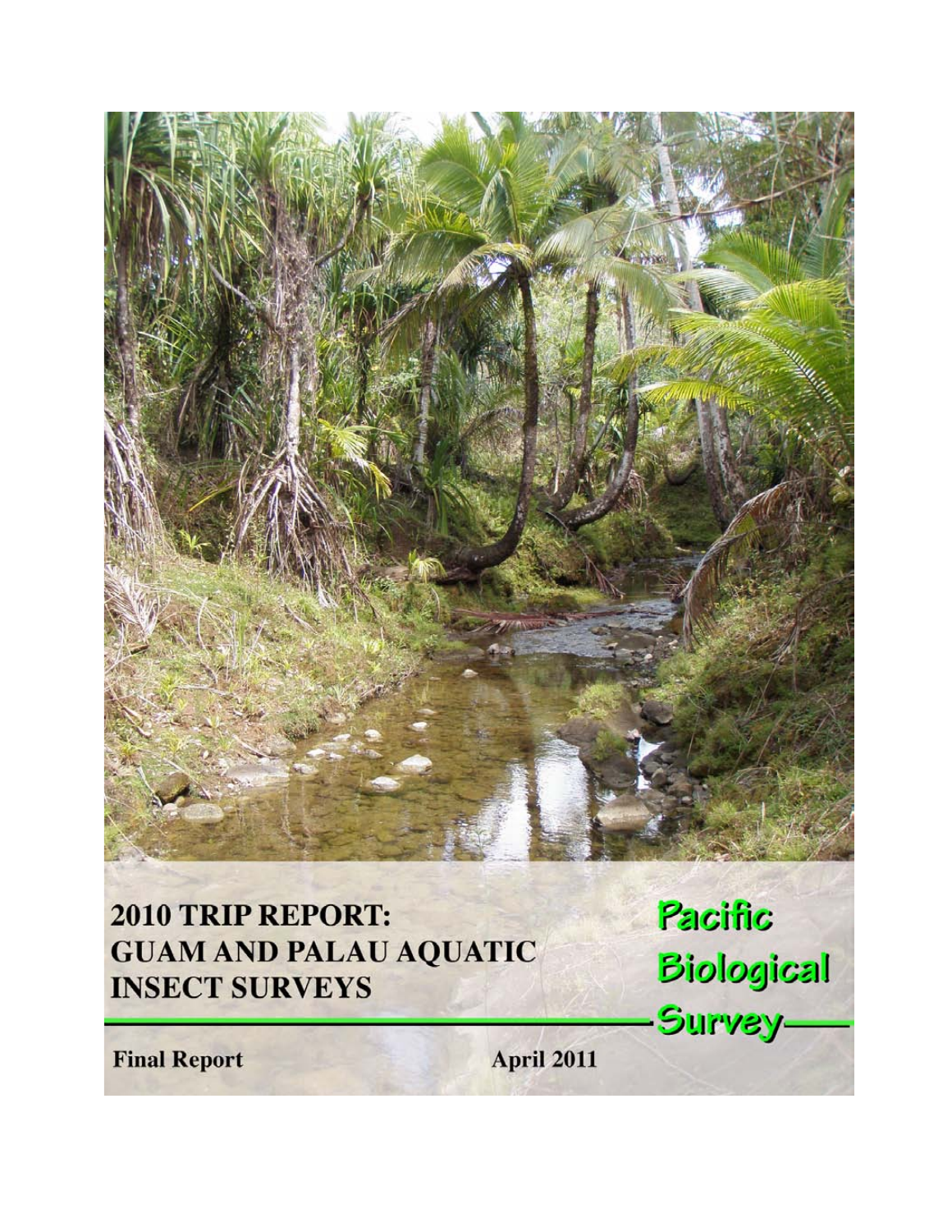# 2010 TRIP REPORT: GUAM AND PALAU AQUATIC INSECT SURVEYS

**Pacific Biological Survey**

**Final Report**

**April 2011**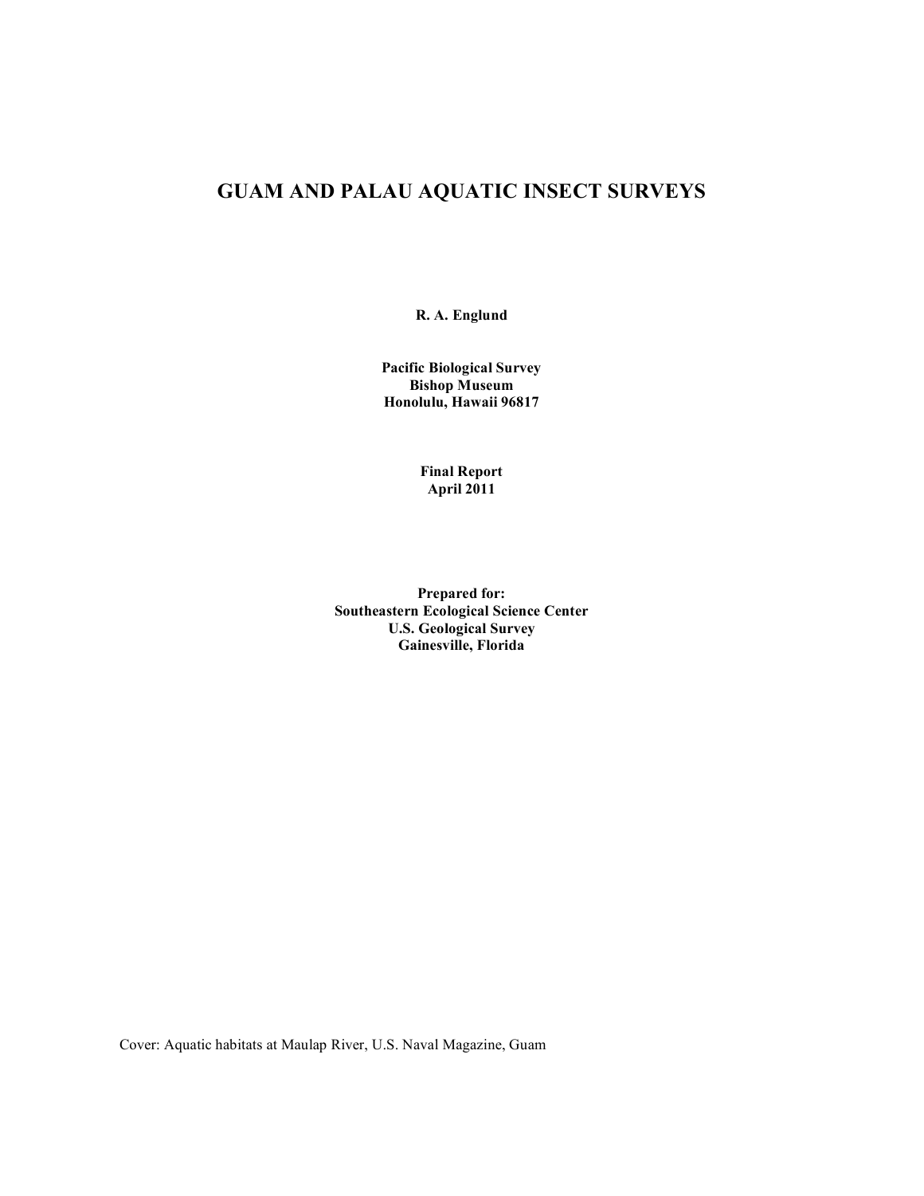# GUAM AND PALAU AQUATIC INSECT SURVEYS

**R. A. Englund**

**Pacific Biological Survey**
**Bishop Museum**
**Honolulu, Hawaii 96817**

**Final Report**
**April 2011**

**Prepared for:**
**Southeastern Ecological Science Center**
**U.S. Geological Survey**
**Gainesville, Florida**

Cover: Aquatic habitats at Maulap River, U.S. Naval Magazine, Guam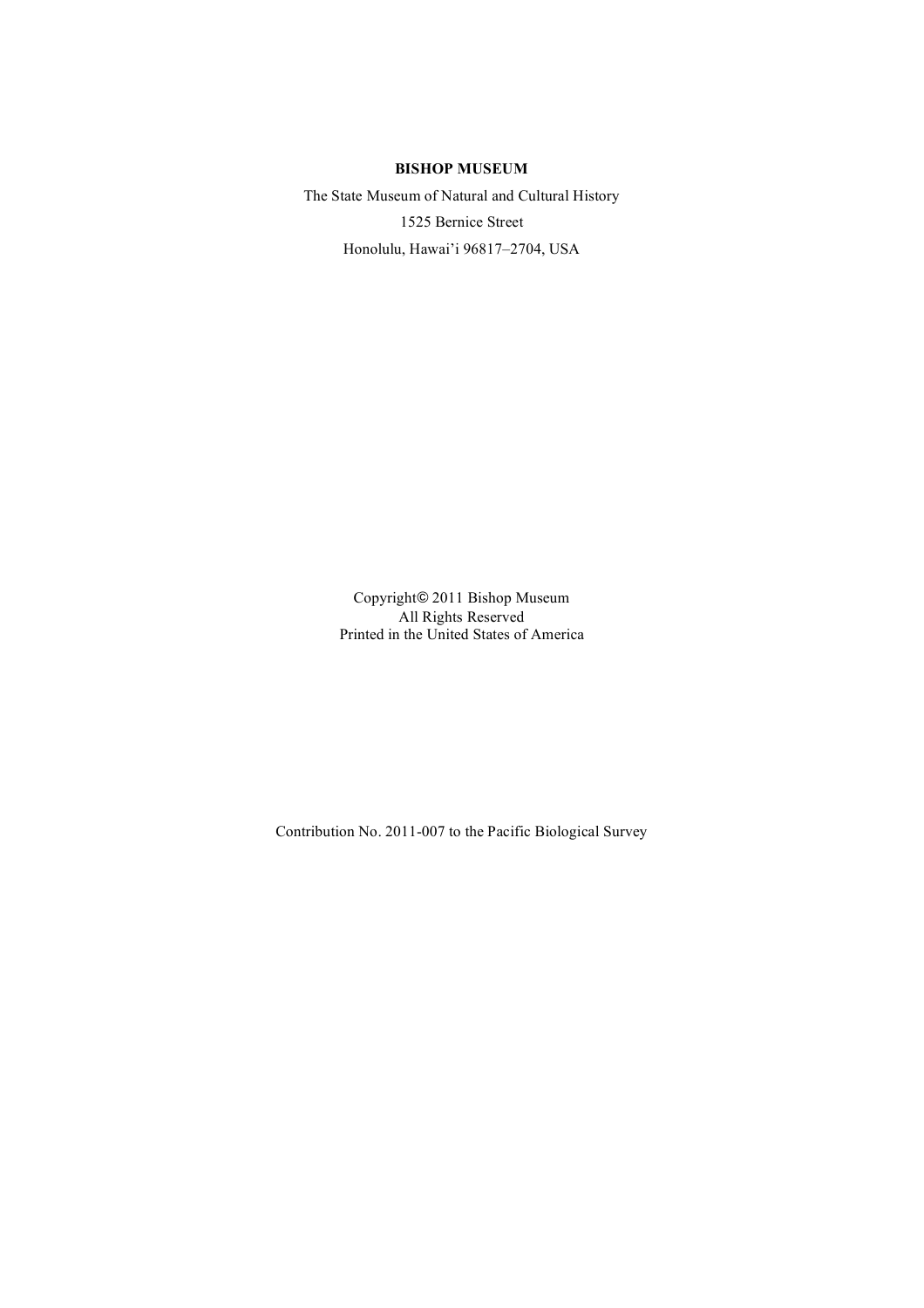**BISHOP MUSEUM**

The State Museum of Natural and Cultural History

1525 Bernice Street

Honolulu, Hawai'i 96817–2704, USA

Copyright© 2011 Bishop Museum
All Rights Reserved
Printed in the United States of America

Contribution No. 2011-007 to the Pacific Biological Survey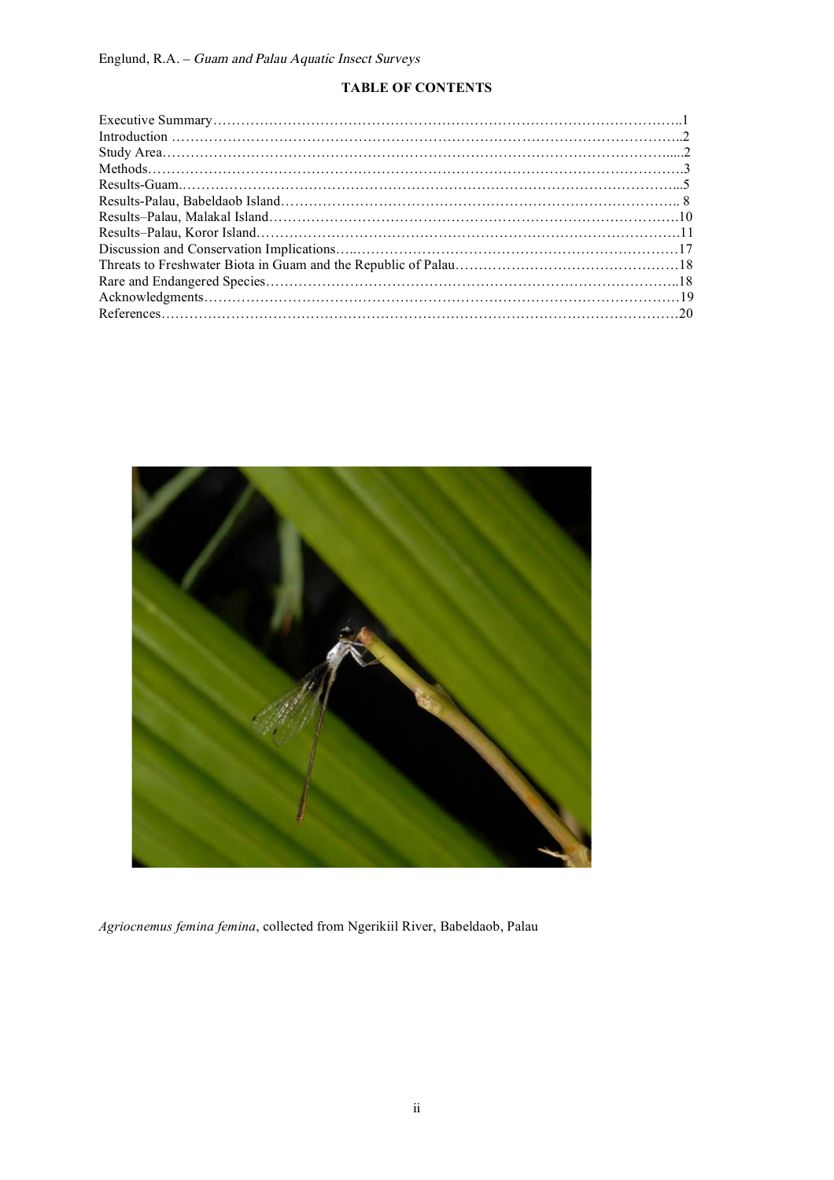## TABLE OF CONTENTS

Executive Summary……………………………………………………………………………………..1
Introduction ……………………………………………………………………………………………..2
Study Area……………………………………………………………………………………………....2
Methods………………………………………………………………………………………………….3
Results-Guam.…………………………………………………………………………………………...5
Results-Palau, Babeldaob Island……………………………………………………………………….. 8
Results–Palau, Malakal Island………………………………………………………………………….10
Results–Palau, Koror Island…………………………………………………………………………….11
Discussion and Conservation Implications…..……………………………………………………………17
Threats to Freshwater Biota in Guam and the Republic of Palau…………………………………………18
Rare and Endangered Species…………………………………………………………………………..18
Acknowledgments……………………………………………………………………………………….19
References……………………………………………………………………………………………….20

*Agriocnemus femina femina*, collected from Ngerikiil River, Babeldaob, Palau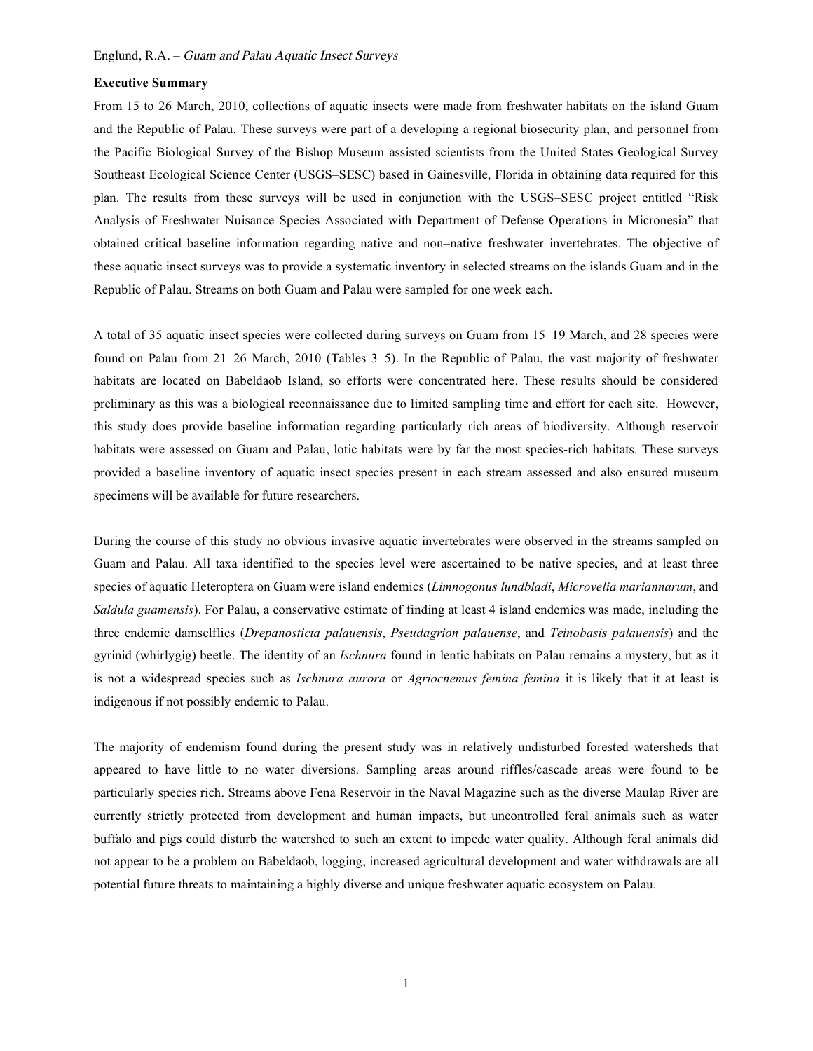**Executive Summary**

From 15 to 26 March, 2010, collections of aquatic insects were made from freshwater habitats on the island Guam and the Republic of Palau. These surveys were part of a developing a regional biosecurity plan, and personnel from the Pacific Biological Survey of the Bishop Museum assisted scientists from the United States Geological Survey Southeast Ecological Science Center (USGS–SESC) based in Gainesville, Florida in obtaining data required for this plan. The results from these surveys will be used in conjunction with the USGS–SESC project entitled "Risk Analysis of Freshwater Nuisance Species Associated with Department of Defense Operations in Micronesia" that obtained critical baseline information regarding native and non–native freshwater invertebrates. The objective of these aquatic insect surveys was to provide a systematic inventory in selected streams on the islands Guam and in the Republic of Palau. Streams on both Guam and Palau were sampled for one week each.

A total of 35 aquatic insect species were collected during surveys on Guam from 15–19 March, and 28 species were found on Palau from 21–26 March, 2010 (Tables 3–5). In the Republic of Palau, the vast majority of freshwater habitats are located on Babeldaob Island, so efforts were concentrated here. These results should be considered preliminary as this was a biological reconnaissance due to limited sampling time and effort for each site. However, this study does provide baseline information regarding particularly rich areas of biodiversity. Although reservoir habitats were assessed on Guam and Palau, lotic habitats were by far the most species-rich habitats. These surveys provided a baseline inventory of aquatic insect species present in each stream assessed and also ensured museum specimens will be available for future researchers.

During the course of this study no obvious invasive aquatic invertebrates were observed in the streams sampled on Guam and Palau. All taxa identified to the species level were ascertained to be native species, and at least three species of aquatic Heteroptera on Guam were island endemics (*Limnogonus lundbladi*, *Microvelia mariannarum*, and *Saldula guamensis*). For Palau, a conservative estimate of finding at least 4 island endemics was made, including the three endemic damselflies (*Drepanosticta palauensis*, *Pseudagrion palauense*, and *Teinobasis palauensis*) and the gyrinid (whirlygig) beetle. The identity of an *Ischnura* found in lentic habitats on Palau remains a mystery, but as it is not a widespread species such as *Ischnura aurora* or *Agriocnemus femina femina* it is likely that it at least is indigenous if not possibly endemic to Palau.

The majority of endemism found during the present study was in relatively undisturbed forested watersheds that appeared to have little to no water diversions. Sampling areas around riffles/cascade areas were found to be particularly species rich. Streams above Fena Reservoir in the Naval Magazine such as the diverse Maulap River are currently strictly protected from development and human impacts, but uncontrolled feral animals such as water buffalo and pigs could disturb the watershed to such an extent to impede water quality. Although feral animals did not appear to be a problem on Babeldaob, logging, increased agricultural development and water withdrawals are all potential future threats to maintaining a highly diverse and unique freshwater aquatic ecosystem on Palau.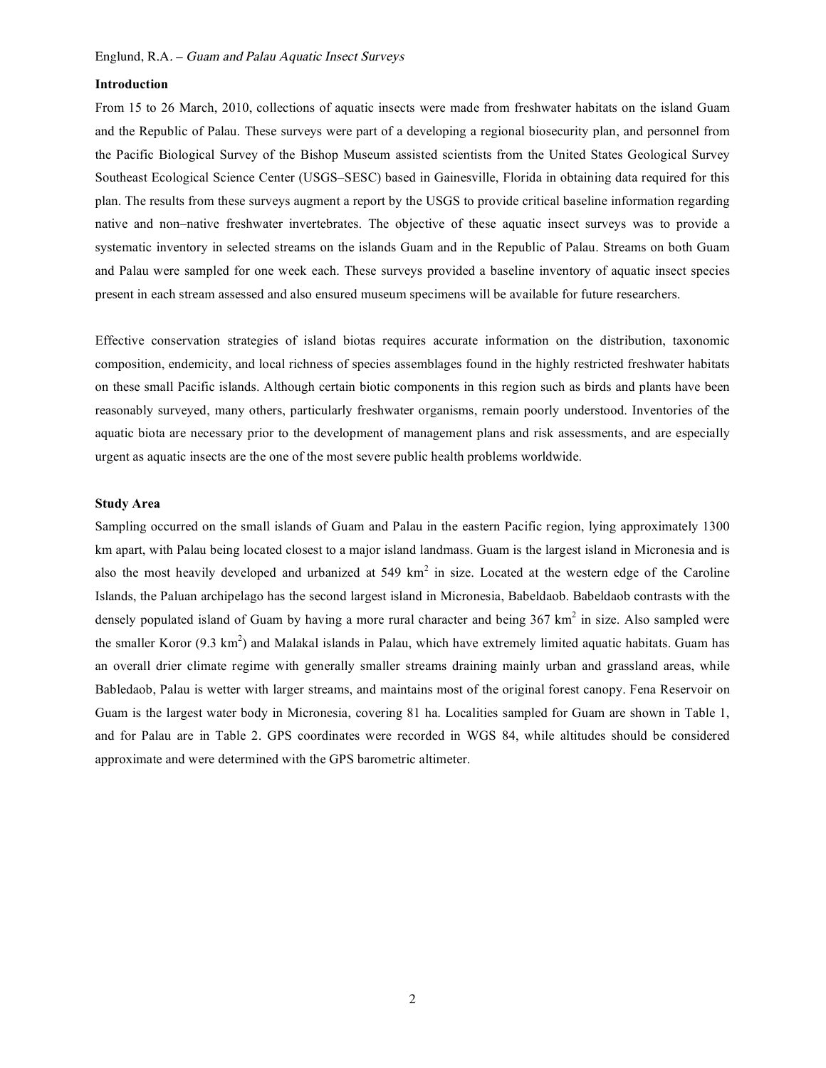## Introduction

From 15 to 26 March, 2010, collections of aquatic insects were made from freshwater habitats on the island Guam and the Republic of Palau. These surveys were part of a developing a regional biosecurity plan, and personnel from the Pacific Biological Survey of the Bishop Museum assisted scientists from the United States Geological Survey Southeast Ecological Science Center (USGS–SESC) based in Gainesville, Florida in obtaining data required for this plan. The results from these surveys augment a report by the USGS to provide critical baseline information regarding native and non–native freshwater invertebrates. The objective of these aquatic insect surveys was to provide a systematic inventory in selected streams on the islands Guam and in the Republic of Palau. Streams on both Guam and Palau were sampled for one week each. These surveys provided a baseline inventory of aquatic insect species present in each stream assessed and also ensured museum specimens will be available for future researchers.

Effective conservation strategies of island biotas requires accurate information on the distribution, taxonomic composition, endemicity, and local richness of species assemblages found in the highly restricted freshwater habitats on these small Pacific islands. Although certain biotic components in this region such as birds and plants have been reasonably surveyed, many others, particularly freshwater organisms, remain poorly understood. Inventories of the aquatic biota are necessary prior to the development of management plans and risk assessments, and are especially urgent as aquatic insects are the one of the most severe public health problems worldwide.

## Study Area

Sampling occurred on the small islands of Guam and Palau in the eastern Pacific region, lying approximately 1300 km apart, with Palau being located closest to a major island landmass. Guam is the largest island in Micronesia and is also the most heavily developed and urbanized at 549 km$^2$ in size. Located at the western edge of the Caroline Islands, the Paluan archipelago has the second largest island in Micronesia, Babeldaob. Babeldaob contrasts with the densely populated island of Guam by having a more rural character and being 367 km$^2$ in size. Also sampled were the smaller Koror (9.3 km$^2$) and Malakal islands in Palau, which have extremely limited aquatic habitats. Guam has an overall drier climate regime with generally smaller streams draining mainly urban and grassland areas, while Babledaob, Palau is wetter with larger streams, and maintains most of the original forest canopy. Fena Reservoir on Guam is the largest water body in Micronesia, covering 81 ha. Localities sampled for Guam are shown in Table 1, and for Palau are in Table 2. GPS coordinates were recorded in WGS 84, while altitudes should be considered approximate and were determined with the GPS barometric altimeter.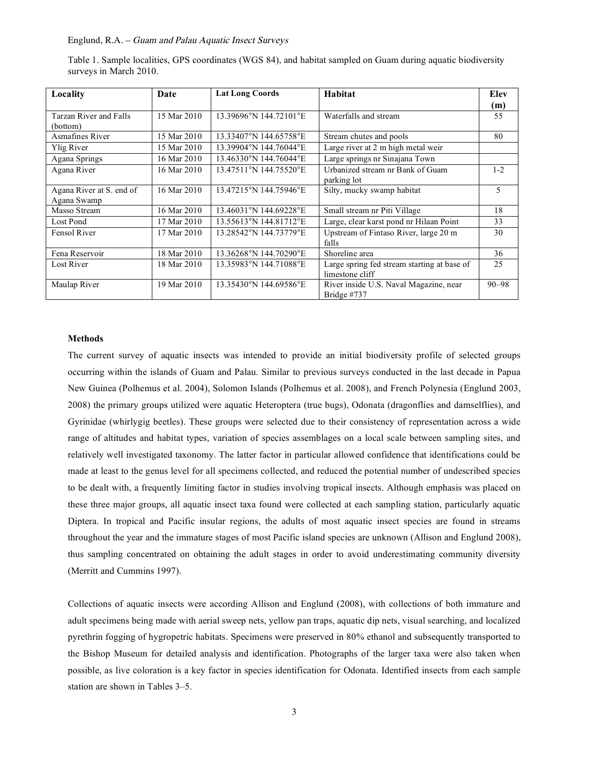Table 1. Sample localities, GPS coordinates (WGS 84), and habitat sampled on Guam during aquatic biodiversity surveys in March 2010.

| Locality | Date | Lat Long Coords | Habitat | Elev (m) |
|---|---|---|---|---|
| Tarzan River and Falls (bottom) | 15 Mar 2010 | 13.39696°N 144.72101°E | Waterfalls and stream | 55 |
| Asmafines River | 15 Mar 2010 | 13.33407°N 144.65758°E | Stream chutes and pools | 80 |
| Ylig River | 15 Mar 2010 | 13.39904°N 144.76044°E | Large river at 2 m high metal weir | |
| Agana Springs | 16 Mar 2010 | 13.46330°N 144.76044°E | Large springs nr Sinajana Town | |
| Agana River | 16 Mar 2010 | 13.47511°N 144.75520°E | Urbanized stream nr Bank of Guam parking lot | 1-2 |
| Agana River at S. end of Agana Swamp | 16 Mar 2010 | 13.47215°N 144.75946°E | Silty, mucky swamp habitat | 5 |
| Masso Stream | 16 Mar 2010 | 13.46031°N 144.69228°E | Small stream nr Piti Village | 18 |
| Lost Pond | 17 Mar 2010 | 13.55613°N 144.81712°E | Large, clear karst pond nr Hilaan Point | 33 |
| Fensol River | 17 Mar 2010 | 13.28542°N 144.73779°E | Upstream of Fintaso River, large 20 m falls | 30 |
| Fena Reservoir | 18 Mar 2010 | 13.36268°N 144.70290°E | Shoreline area | 36 |
| Lost River | 18 Mar 2010 | 13.35983°N 144.71088°E | Large spring fed stream starting at base of limestone cliff | 25 |
| Maulap River | 19 Mar 2010 | 13.35430°N 144.69586°E | River inside U.S. Naval Magazine, near Bridge #737 | 90–98 |

**Methods**

The current survey of aquatic insects was intended to provide an initial biodiversity profile of selected groups occurring within the islands of Guam and Palau. Similar to previous surveys conducted in the last decade in Papua New Guinea (Polhemus et al. 2004), Solomon Islands (Polhemus et al. 2008), and French Polynesia (Englund 2003, 2008) the primary groups utilized were aquatic Heteroptera (true bugs), Odonata (dragonflies and damselflies), and Gyrinidae (whirlygig beetles). These groups were selected due to their consistency of representation across a wide range of altitudes and habitat types, variation of species assemblages on a local scale between sampling sites, and relatively well investigated taxonomy. The latter factor in particular allowed confidence that identifications could be made at least to the genus level for all specimens collected, and reduced the potential number of undescribed species to be dealt with, a frequently limiting factor in studies involving tropical insects. Although emphasis was placed on these three major groups, all aquatic insect taxa found were collected at each sampling station, particularly aquatic Diptera. In tropical and Pacific insular regions, the adults of most aquatic insect species are found in streams throughout the year and the immature stages of most Pacific island species are unknown (Allison and Englund 2008), thus sampling concentrated on obtaining the adult stages in order to avoid underestimating community diversity (Merritt and Cummins 1997).

Collections of aquatic insects were according Allison and Englund (2008), with collections of both immature and adult specimens being made with aerial sweep nets, yellow pan traps, aquatic dip nets, visual searching, and localized pyrethrin fogging of hygropetric habitats. Specimens were preserved in 80% ethanol and subsequently transported to the Bishop Museum for detailed analysis and identification. Photographs of the larger taxa were also taken when possible, as live coloration is a key factor in species identification for Odonata. Identified insects from each sample station are shown in Tables 3–5.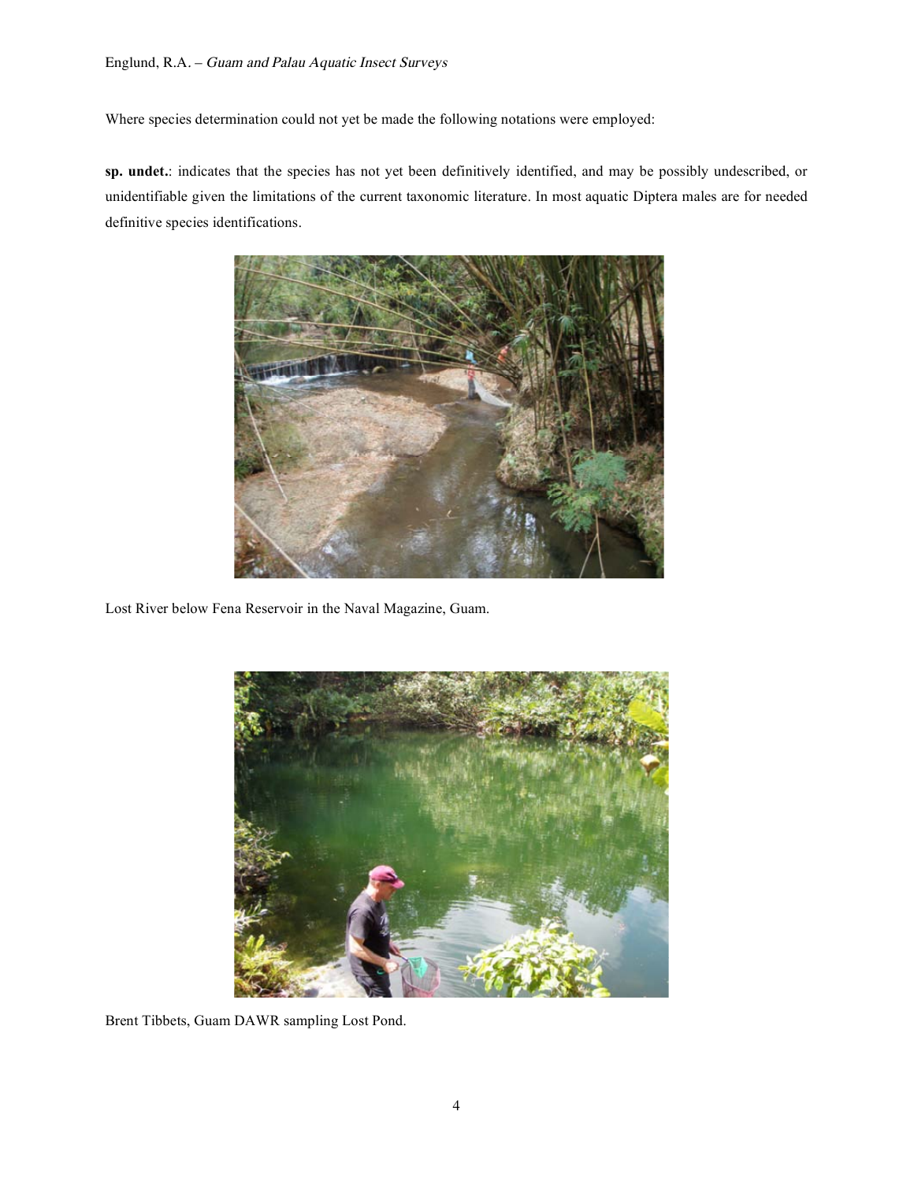Where species determination could not yet be made the following notations were employed:

**sp. undet.**: indicates that the species has not yet been definitively identified, and may be possibly undescribed, or unidentifiable given the limitations of the current taxonomic literature. In most aquatic Diptera males are for needed definitive species identifications.

Lost River below Fena Reservoir in the Naval Magazine, Guam.

Brent Tibbets, Guam DAWR sampling Lost Pond.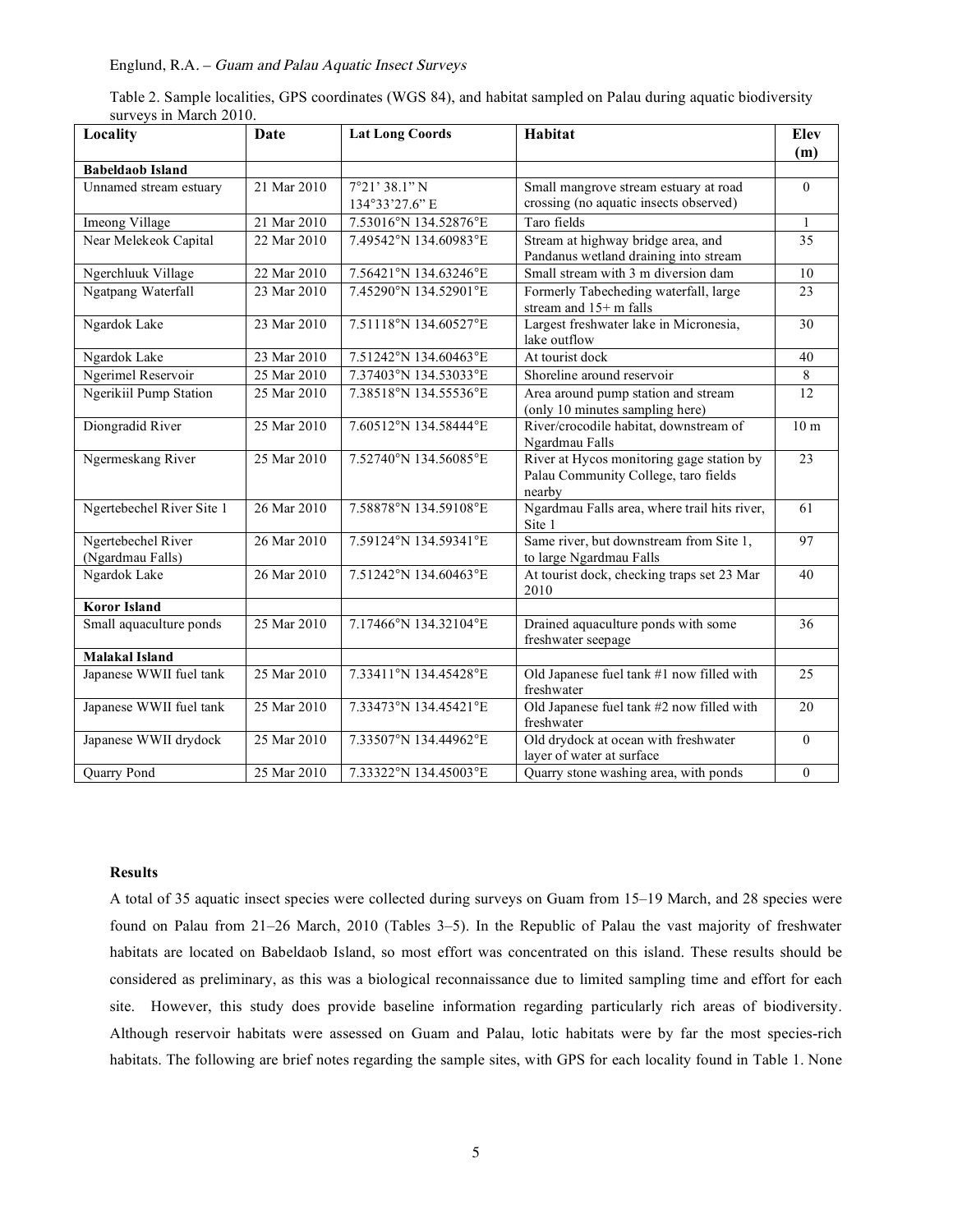Table 2. Sample localities, GPS coordinates (WGS 84), and habitat sampled on Palau during aquatic biodiversity surveys in March 2010.

| Locality | Date | Lat Long Coords | Habitat | Elev (m) |
|---|---|---|---|---|
| **Babeldaob Island** | | | | |
| Unnamed stream estuary | 21 Mar 2010 | 7°21' 38.1" N 134°33'27.6" E | Small mangrove stream estuary at road crossing (no aquatic insects observed) | 0 |
| Imeong Village | 21 Mar 2010 | 7.53016°N 134.52876°E | Taro fields | 1 |
| Near Melekeok Capital | 22 Mar 2010 | 7.49542°N 134.60983°E | Stream at highway bridge area, and Pandanus wetland draining into stream | 35 |
| Ngerchluuk Village | 22 Mar 2010 | 7.56421°N 134.63246°E | Small stream with 3 m diversion dam | 10 |
| Ngatpang Waterfall | 23 Mar 2010 | 7.45290°N 134.52901°E | Formerly Tabecheding waterfall, large stream and 15+ m falls | 23 |
| Ngardok Lake | 23 Mar 2010 | 7.51118°N 134.60527°E | Largest freshwater lake in Micronesia, lake outflow | 30 |
| Ngardok Lake | 23 Mar 2010 | 7.51242°N 134.60463°E | At tourist dock | 40 |
| Ngerimel Reservoir | 25 Mar 2010 | 7.37403°N 134.53033°E | Shoreline around reservoir | 8 |
| Ngerikiil Pump Station | 25 Mar 2010 | 7.38518°N 134.55536°E | Area around pump station and stream (only 10 minutes sampling here) | 12 |
| Diongradid River | 25 Mar 2010 | 7.60512°N 134.58444°E | River/crocodile habitat, downstream of Ngardmau Falls | 10 m |
| Ngermeskang River | 25 Mar 2010 | 7.52740°N 134.56085°E | River at Hycos monitoring gage station by Palau Community College, taro fields nearby | 23 |
| Ngertebechel River Site 1 | 26 Mar 2010 | 7.58878°N 134.59108°E | Ngardmau Falls area, where trail hits river, Site 1 | 61 |
| Ngertebechel River (Ngardmau Falls) | 26 Mar 2010 | 7.59124°N 134.59341°E | Same river, but downstream from Site 1, to large Ngardmau Falls | 97 |
| Ngardok Lake | 26 Mar 2010 | 7.51242°N 134.60463°E | At tourist dock, checking traps set 23 Mar 2010 | 40 |
| **Koror Island** | | | | |
| Small aquaculture ponds | 25 Mar 2010 | 7.17466°N 134.32104°E | Drained aquaculture ponds with some freshwater seepage | 36 |
| **Malakal Island** | | | | |
| Japanese WWII fuel tank | 25 Mar 2010 | 7.33411°N 134.45428°E | Old Japanese fuel tank #1 now filled with freshwater | 25 |
| Japanese WWII fuel tank | 25 Mar 2010 | 7.33473°N 134.45421°E | Old Japanese fuel tank #2 now filled with freshwater | 20 |
| Japanese WWII drydock | 25 Mar 2010 | 7.33507°N 134.44962°E | Old drydock at ocean with freshwater layer of water at surface | 0 |
| Quarry Pond | 25 Mar 2010 | 7.33322°N 134.45003°E | Quarry stone washing area, with ponds | 0 |

### Results

A total of 35 aquatic insect species were collected during surveys on Guam from 15–19 March, and 28 species were found on Palau from 21–26 March, 2010 (Tables 3–5). In the Republic of Palau the vast majority of freshwater habitats are located on Babeldaob Island, so most effort was concentrated on this island. These results should be considered as preliminary, as this was a biological reconnaissance due to limited sampling time and effort for each site. However, this study does provide baseline information regarding particularly rich areas of biodiversity. Although reservoir habitats were assessed on Guam and Palau, lotic habitats were by far the most species-rich habitats. The following are brief notes regarding the sample sites, with GPS for each locality found in Table 1. None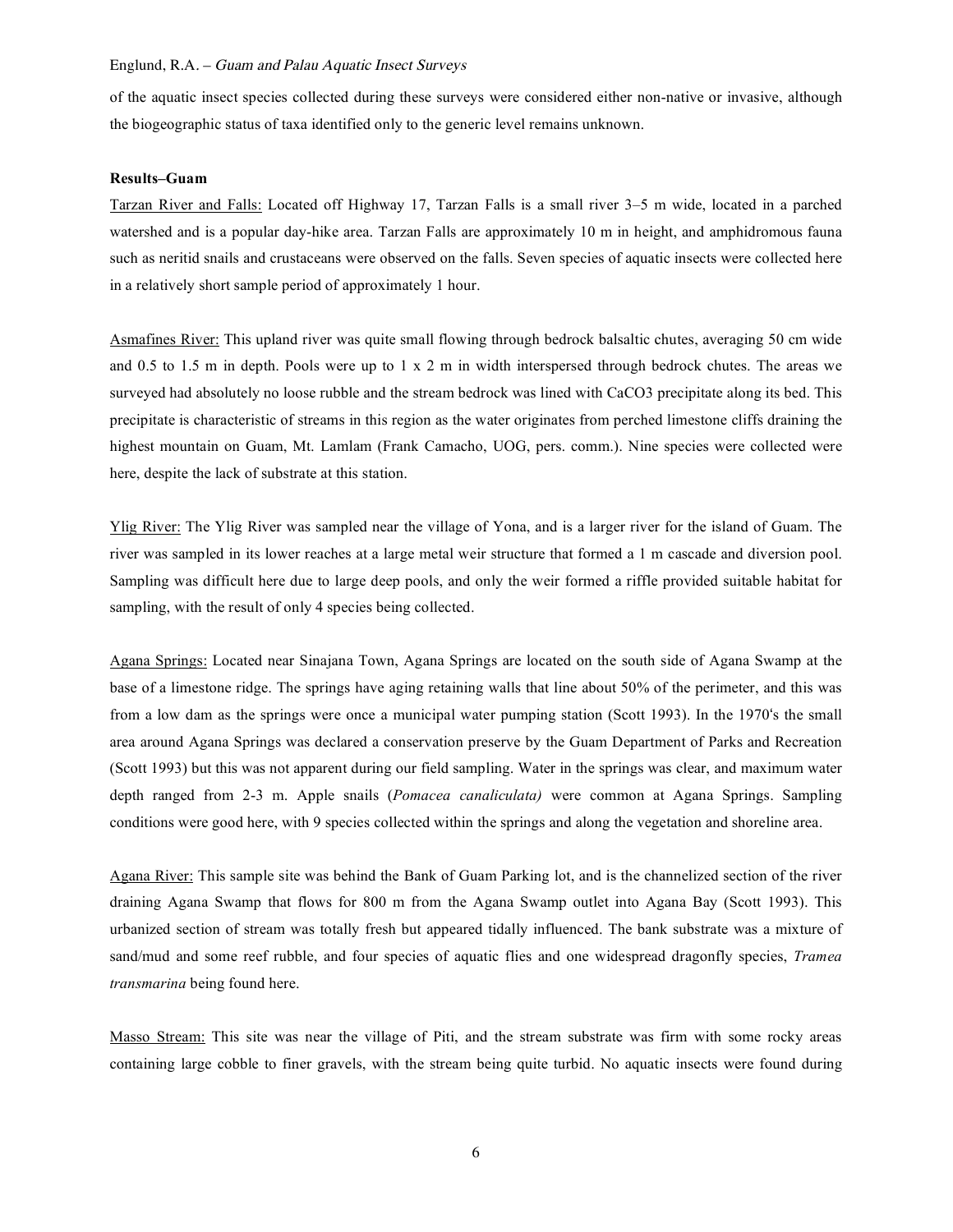of the aquatic insect species collected during these surveys were considered either non-native or invasive, although the biogeographic status of taxa identified only to the generic level remains unknown.

**Results–Guam**

Tarzan River and Falls: Located off Highway 17, Tarzan Falls is a small river 3–5 m wide, located in a parched watershed and is a popular day-hike area. Tarzan Falls are approximately 10 m in height, and amphidromous fauna such as neritid snails and crustaceans were observed on the falls. Seven species of aquatic insects were collected here in a relatively short sample period of approximately 1 hour.

Asmafines River: This upland river was quite small flowing through bedrock balsaltic chutes, averaging 50 cm wide and 0.5 to 1.5 m in depth. Pools were up to 1 x 2 m in width interspersed through bedrock chutes. The areas we surveyed had absolutely no loose rubble and the stream bedrock was lined with $CaCO_3$ precipitate along its bed. This precipitate is characteristic of streams in this region as the water originates from perched limestone cliffs draining the highest mountain on Guam, Mt. Lamlam (Frank Camacho, UOG, pers. comm.). Nine species were collected were here, despite the lack of substrate at this station.

Ylig River: The Ylig River was sampled near the village of Yona, and is a larger river for the island of Guam. The river was sampled in its lower reaches at a large metal weir structure that formed a 1 m cascade and diversion pool. Sampling was difficult here due to large deep pools, and only the weir formed a riffle provided suitable habitat for sampling, with the result of only 4 species being collected.

Agana Springs: Located near Sinajana Town, Agana Springs are located on the south side of Agana Swamp at the base of a limestone ridge. The springs have aging retaining walls that line about 50% of the perimeter, and this was from a low dam as the springs were once a municipal water pumping station (Scott 1993). In the 1970's the small area around Agana Springs was declared a conservation preserve by the Guam Department of Parks and Recreation (Scott 1993) but this was not apparent during our field sampling. Water in the springs was clear, and maximum water depth ranged from 2-3 m. Apple snails (*Pomacea canaliculata)* were common at Agana Springs. Sampling conditions were good here, with 9 species collected within the springs and along the vegetation and shoreline area.

Agana River: This sample site was behind the Bank of Guam Parking lot, and is the channelized section of the river draining Agana Swamp that flows for 800 m from the Agana Swamp outlet into Agana Bay (Scott 1993). This urbanized section of stream was totally fresh but appeared tidally influenced. The bank substrate was a mixture of sand/mud and some reef rubble, and four species of aquatic flies and one widespread dragonfly species, *Tramea transmarina* being found here.

Masso Stream: This site was near the village of Piti, and the stream substrate was firm with some rocky areas containing large cobble to finer gravels, with the stream being quite turbid. No aquatic insects were found during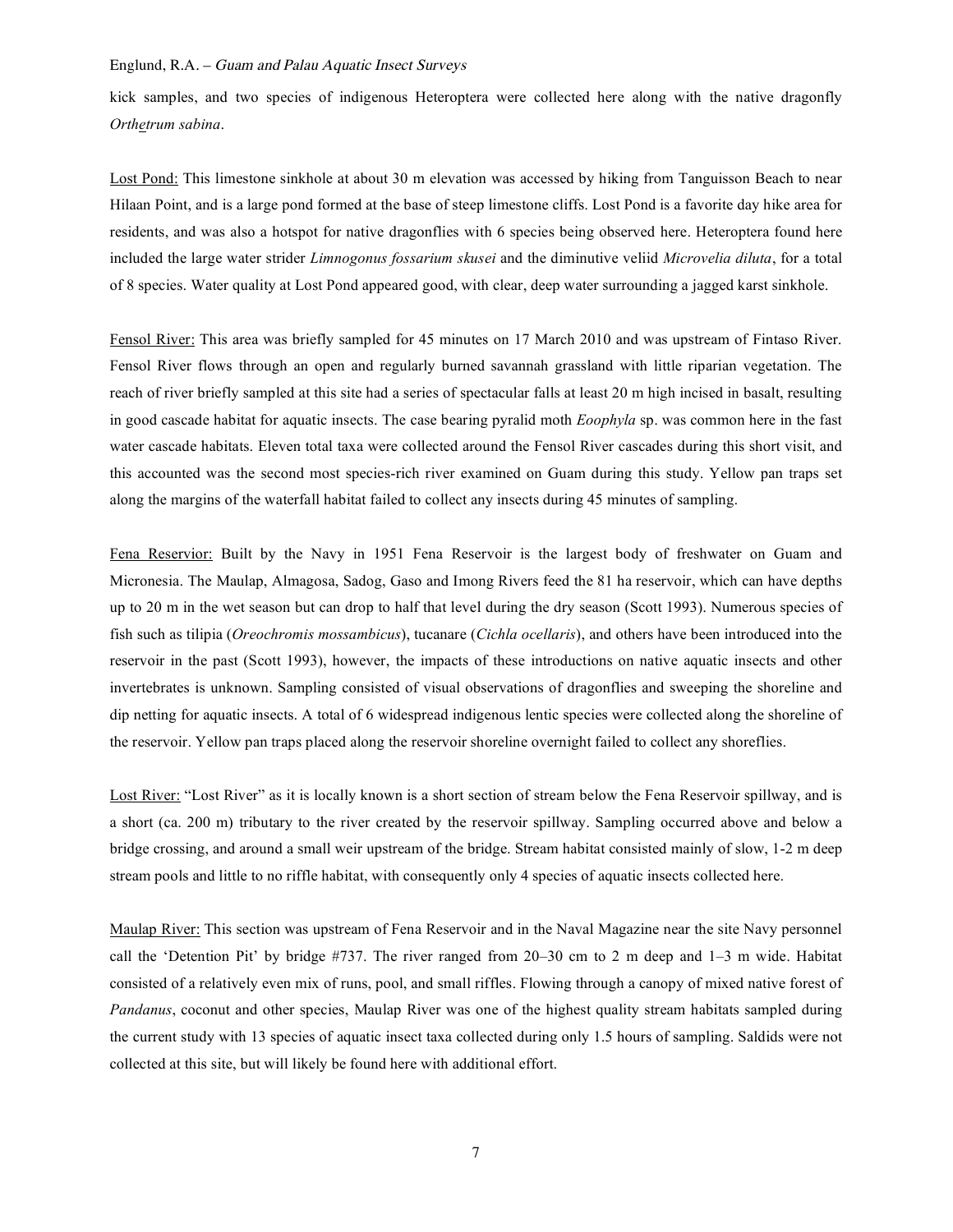kick samples, and two species of indigenous Heteroptera were collected here along with the native dragonfly *Orthetrum sabina*.

Lost Pond: This limestone sinkhole at about 30 m elevation was accessed by hiking from Tanguisson Beach to near Hilaan Point, and is a large pond formed at the base of steep limestone cliffs. Lost Pond is a favorite day hike area for residents, and was also a hotspot for native dragonflies with 6 species being observed here. Heteroptera found here included the large water strider *Limnogonus fossarium skusei* and the diminutive veliid *Microvelia diluta*, for a total of 8 species. Water quality at Lost Pond appeared good, with clear, deep water surrounding a jagged karst sinkhole.

Fensol River: This area was briefly sampled for 45 minutes on 17 March 2010 and was upstream of Fintaso River. Fensol River flows through an open and regularly burned savannah grassland with little riparian vegetation. The reach of river briefly sampled at this site had a series of spectacular falls at least 20 m high incised in basalt, resulting in good cascade habitat for aquatic insects. The case bearing pyralid moth *Eoophyla* sp. was common here in the fast water cascade habitats. Eleven total taxa were collected around the Fensol River cascades during this short visit, and this accounted was the second most species-rich river examined on Guam during this study. Yellow pan traps set along the margins of the waterfall habitat failed to collect any insects during 45 minutes of sampling.

Fena Reservior: Built by the Navy in 1951 Fena Reservoir is the largest body of freshwater on Guam and Micronesia. The Maulap, Almagosa, Sadog, Gaso and Imong Rivers feed the 81 ha reservoir, which can have depths up to 20 m in the wet season but can drop to half that level during the dry season (Scott 1993). Numerous species of fish such as tilipia (*Oreochromis mossambicus*), tucanare (*Cichla ocellaris*), and others have been introduced into the reservoir in the past (Scott 1993), however, the impacts of these introductions on native aquatic insects and other invertebrates is unknown. Sampling consisted of visual observations of dragonflies and sweeping the shoreline and dip netting for aquatic insects. A total of 6 widespread indigenous lentic species were collected along the shoreline of the reservoir. Yellow pan traps placed along the reservoir shoreline overnight failed to collect any shoreflies.

Lost River: "Lost River" as it is locally known is a short section of stream below the Fena Reservoir spillway, and is a short (ca. 200 m) tributary to the river created by the reservoir spillway. Sampling occurred above and below a bridge crossing, and around a small weir upstream of the bridge. Stream habitat consisted mainly of slow, 1-2 m deep stream pools and little to no riffle habitat, with consequently only 4 species of aquatic insects collected here.

Maulap River: This section was upstream of Fena Reservoir and in the Naval Magazine near the site Navy personnel call the 'Detention Pit' by bridge #737. The river ranged from 20–30 cm to 2 m deep and 1–3 m wide. Habitat consisted of a relatively even mix of runs, pool, and small riffles. Flowing through a canopy of mixed native forest of *Pandanus*, coconut and other species, Maulap River was one of the highest quality stream habitats sampled during the current study with 13 species of aquatic insect taxa collected during only 1.5 hours of sampling. Saldids were not collected at this site, but will likely be found here with additional effort.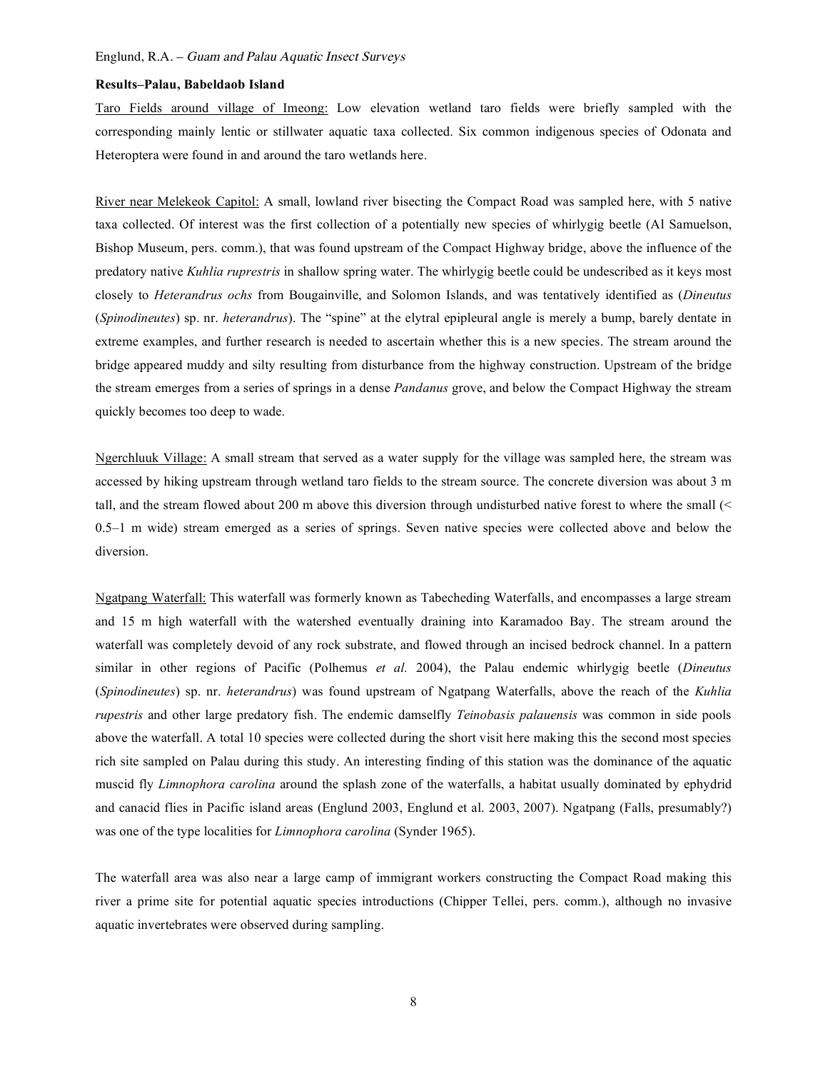**Results–Palau, Babeldaob Island**

Taro Fields around village of Imeong: Low elevation wetland taro fields were briefly sampled with the corresponding mainly lentic or stillwater aquatic taxa collected. Six common indigenous species of Odonata and Heteroptera were found in and around the taro wetlands here.

River near Melekeok Capitol: A small, lowland river bisecting the Compact Road was sampled here, with 5 native taxa collected. Of interest was the first collection of a potentially new species of whirlygig beetle (Al Samuelson, Bishop Museum, pers. comm.), that was found upstream of the Compact Highway bridge, above the influence of the predatory native *Kuhlia ruprestris* in shallow spring water. The whirlygig beetle could be undescribed as it keys most closely to *Heterandrus ochs* from Bougainville, and Solomon Islands, and was tentatively identified as (*Dineutus* (*Spinodineutes*) sp. nr. *heterandrus*). The "spine" at the elytral epipleural angle is merely a bump, barely dentate in extreme examples, and further research is needed to ascertain whether this is a new species. The stream around the bridge appeared muddy and silty resulting from disturbance from the highway construction. Upstream of the bridge the stream emerges from a series of springs in a dense *Pandanus* grove, and below the Compact Highway the stream quickly becomes too deep to wade.

Ngerchluuk Village: A small stream that served as a water supply for the village was sampled here, the stream was accessed by hiking upstream through wetland taro fields to the stream source. The concrete diversion was about 3 m tall, and the stream flowed about 200 m above this diversion through undisturbed native forest to where the small (< 0.5–1 m wide) stream emerged as a series of springs. Seven native species were collected above and below the diversion.

Ngatpang Waterfall: This waterfall was formerly known as Tabecheding Waterfalls, and encompasses a large stream and 15 m high waterfall with the watershed eventually draining into Karamadoo Bay. The stream around the waterfall was completely devoid of any rock substrate, and flowed through an incised bedrock channel. In a pattern similar in other regions of Pacific (Polhemus *et al.* 2004), the Palau endemic whirlygig beetle (*Dineutus* (*Spinodineutes*) sp. nr. *heterandrus*) was found upstream of Ngatpang Waterfalls, above the reach of the *Kuhlia rupestris* and other large predatory fish. The endemic damselfly *Teinobasis palauensis* was common in side pools above the waterfall. A total 10 species were collected during the short visit here making this the second most species rich site sampled on Palau during this study. An interesting finding of this station was the dominance of the aquatic muscid fly *Limnophora carolina* around the splash zone of the waterfalls, a habitat usually dominated by ephydrid and canacid flies in Pacific island areas (Englund 2003, Englund et al. 2003, 2007). Ngatpang (Falls, presumably?) was one of the type localities for *Limnophora carolina* (Synder 1965).

The waterfall area was also near a large camp of immigrant workers constructing the Compact Road making this river a prime site for potential aquatic species introductions (Chipper Tellei, pers. comm.), although no invasive aquatic invertebrates were observed during sampling.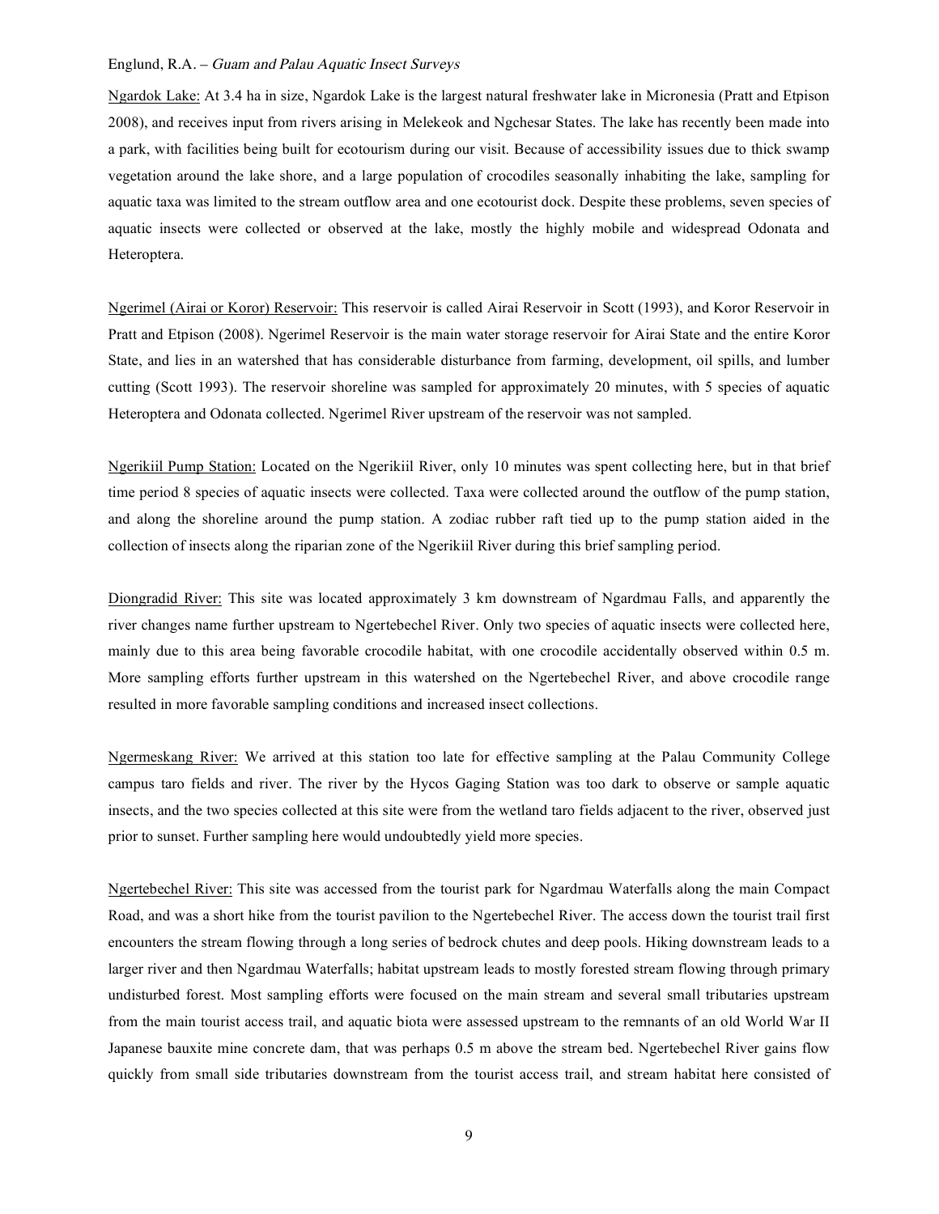Ngardok Lake: At 3.4 ha in size, Ngardok Lake is the largest natural freshwater lake in Micronesia (Pratt and Etpison 2008), and receives input from rivers arising in Melekeok and Ngchesar States. The lake has recently been made into a park, with facilities being built for ecotourism during our visit. Because of accessibility issues due to thick swamp vegetation around the lake shore, and a large population of crocodiles seasonally inhabiting the lake, sampling for aquatic taxa was limited to the stream outflow area and one ecotourist dock. Despite these problems, seven species of aquatic insects were collected or observed at the lake, mostly the highly mobile and widespread Odonata and Heteroptera.

Ngerimel (Airai or Koror) Reservoir: This reservoir is called Airai Reservoir in Scott (1993), and Koror Reservoir in Pratt and Etpison (2008). Ngerimel Reservoir is the main water storage reservoir for Airai State and the entire Koror State, and lies in an watershed that has considerable disturbance from farming, development, oil spills, and lumber cutting (Scott 1993). The reservoir shoreline was sampled for approximately 20 minutes, with 5 species of aquatic Heteroptera and Odonata collected. Ngerimel River upstream of the reservoir was not sampled.

Ngerikiil Pump Station: Located on the Ngerikiil River, only 10 minutes was spent collecting here, but in that brief time period 8 species of aquatic insects were collected. Taxa were collected around the outflow of the pump station, and along the shoreline around the pump station. A zodiac rubber raft tied up to the pump station aided in the collection of insects along the riparian zone of the Ngerikiil River during this brief sampling period.

Diongradid River: This site was located approximately 3 km downstream of Ngardmau Falls, and apparently the river changes name further upstream to Ngertebechel River. Only two species of aquatic insects were collected here, mainly due to this area being favorable crocodile habitat, with one crocodile accidentally observed within 0.5 m. More sampling efforts further upstream in this watershed on the Ngertebechel River, and above crocodile range resulted in more favorable sampling conditions and increased insect collections.

Ngermeskang River: We arrived at this station too late for effective sampling at the Palau Community College campus taro fields and river. The river by the Hycos Gaging Station was too dark to observe or sample aquatic insects, and the two species collected at this site were from the wetland taro fields adjacent to the river, observed just prior to sunset. Further sampling here would undoubtedly yield more species.

Ngertebechel River: This site was accessed from the tourist park for Ngardmau Waterfalls along the main Compact Road, and was a short hike from the tourist pavilion to the Ngertebechel River. The access down the tourist trail first encounters the stream flowing through a long series of bedrock chutes and deep pools. Hiking downstream leads to a larger river and then Ngardmau Waterfalls; habitat upstream leads to mostly forested stream flowing through primary undisturbed forest. Most sampling efforts were focused on the main stream and several small tributaries upstream from the main tourist access trail, and aquatic biota were assessed upstream to the remnants of an old World War II Japanese bauxite mine concrete dam, that was perhaps 0.5 m above the stream bed. Ngertebechel River gains flow quickly from small side tributaries downstream from the tourist access trail, and stream habitat here consisted of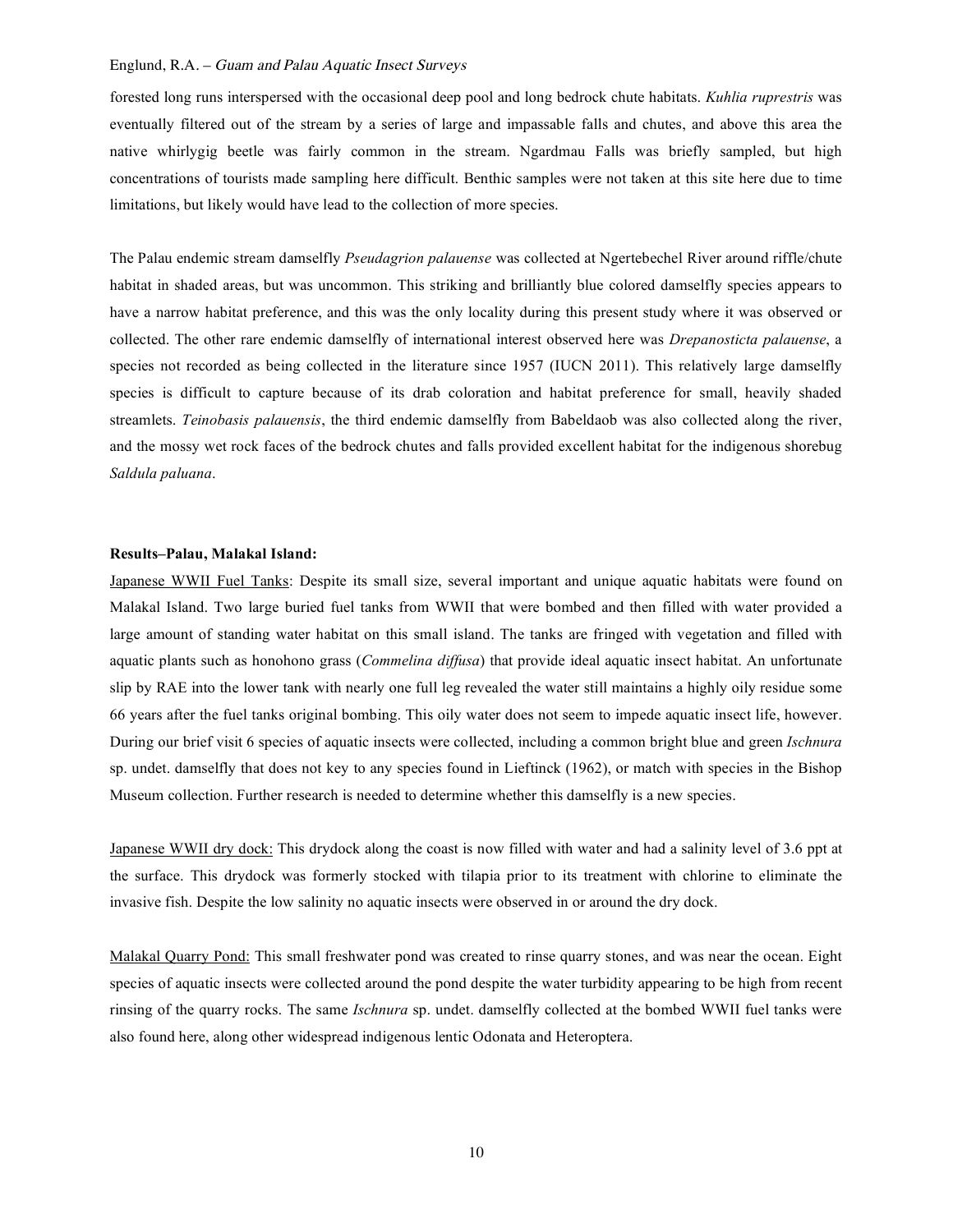forested long runs interspersed with the occasional deep pool and long bedrock chute habitats. *Kuhlia ruprestris* was eventually filtered out of the stream by a series of large and impassable falls and chutes, and above this area the native whirlygig beetle was fairly common in the stream. Ngardmau Falls was briefly sampled, but high concentrations of tourists made sampling here difficult. Benthic samples were not taken at this site here due to time limitations, but likely would have lead to the collection of more species.

The Palau endemic stream damselfly *Pseudagrion palauense* was collected at Ngertebechel River around riffle/chute habitat in shaded areas, but was uncommon. This striking and brilliantly blue colored damselfly species appears to have a narrow habitat preference, and this was the only locality during this present study where it was observed or collected. The other rare endemic damselfly of international interest observed here was *Drepanosticta palauense*, a species not recorded as being collected in the literature since 1957 (IUCN 2011). This relatively large damselfly species is difficult to capture because of its drab coloration and habitat preference for small, heavily shaded streamlets. *Teinobasis palauensis*, the third endemic damselfly from Babeldaob was also collected along the river, and the mossy wet rock faces of the bedrock chutes and falls provided excellent habitat for the indigenous shorebug *Saldula paluana*.

**Results–Palau, Malakal Island:**

Japanese WWII Fuel Tanks: Despite its small size, several important and unique aquatic habitats were found on Malakal Island. Two large buried fuel tanks from WWII that were bombed and then filled with water provided a large amount of standing water habitat on this small island. The tanks are fringed with vegetation and filled with aquatic plants such as honohono grass (*Commelina diffusa*) that provide ideal aquatic insect habitat. An unfortunate slip by RAE into the lower tank with nearly one full leg revealed the water still maintains a highly oily residue some 66 years after the fuel tanks original bombing. This oily water does not seem to impede aquatic insect life, however. During our brief visit 6 species of aquatic insects were collected, including a common bright blue and green *Ischnura* sp. undet. damselfly that does not key to any species found in Lieftinck (1962), or match with species in the Bishop Museum collection. Further research is needed to determine whether this damselfly is a new species.

Japanese WWII dry dock: This drydock along the coast is now filled with water and had a salinity level of 3.6 ppt at the surface. This drydock was formerly stocked with tilapia prior to its treatment with chlorine to eliminate the invasive fish. Despite the low salinity no aquatic insects were observed in or around the dry dock.

Malakal Quarry Pond: This small freshwater pond was created to rinse quarry stones, and was near the ocean. Eight species of aquatic insects were collected around the pond despite the water turbidity appearing to be high from recent rinsing of the quarry rocks. The same *Ischnura* sp. undet. damselfly collected at the bombed WWII fuel tanks were also found here, along other widespread indigenous lentic Odonata and Heteroptera.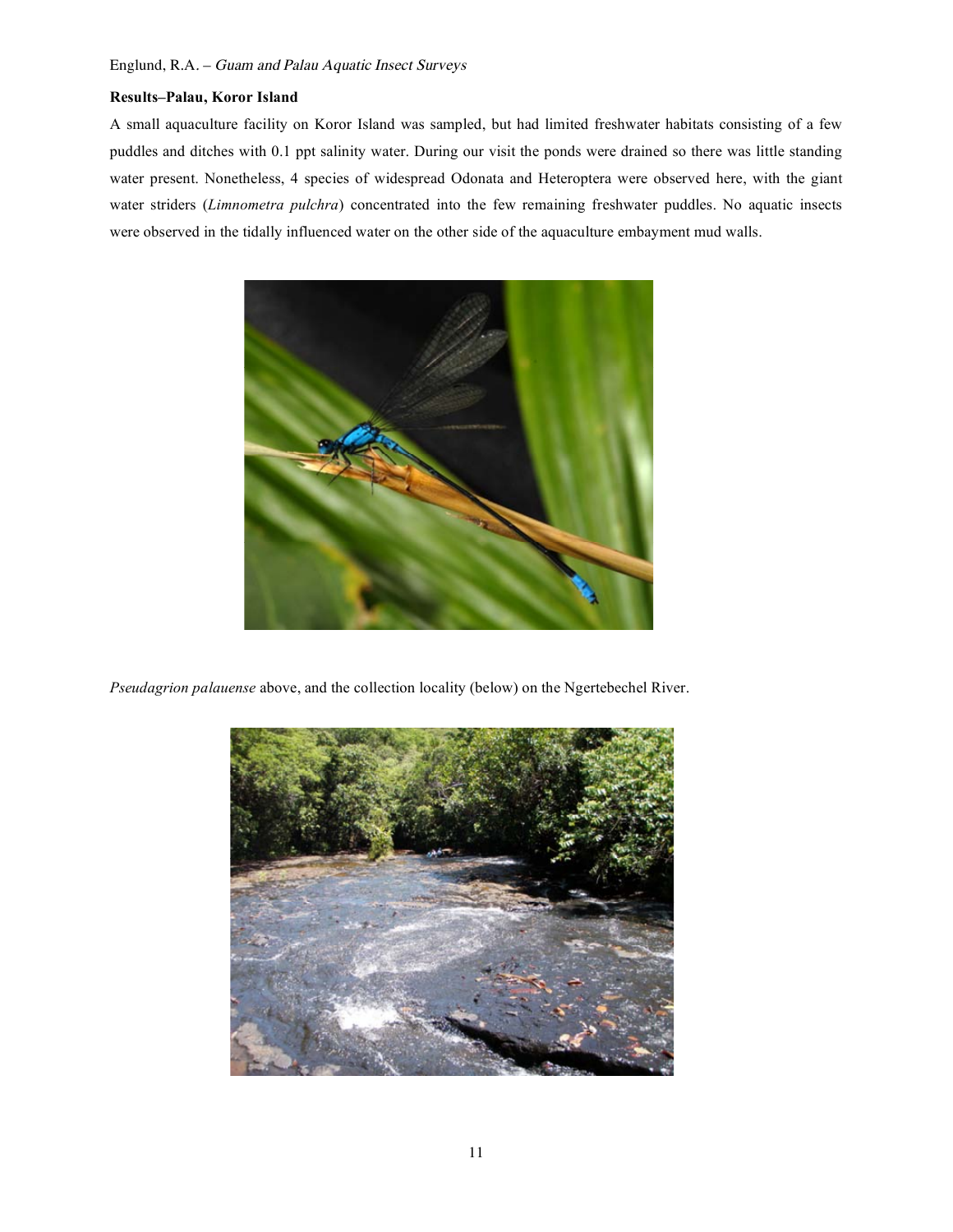**Results–Palau, Koror Island**

A small aquaculture facility on Koror Island was sampled, but had limited freshwater habitats consisting of a few puddles and ditches with 0.1 ppt salinity water. During our visit the ponds were drained so there was little standing water present. Nonetheless, 4 species of widespread Odonata and Heteroptera were observed here, with the giant water striders (*Limnometra pulchra*) concentrated into the few remaining freshwater puddles. No aquatic insects were observed in the tidally influenced water on the other side of the aquaculture embayment mud walls.

*Pseudagrion palauense* above, and the collection locality (below) on the Ngertebechel River.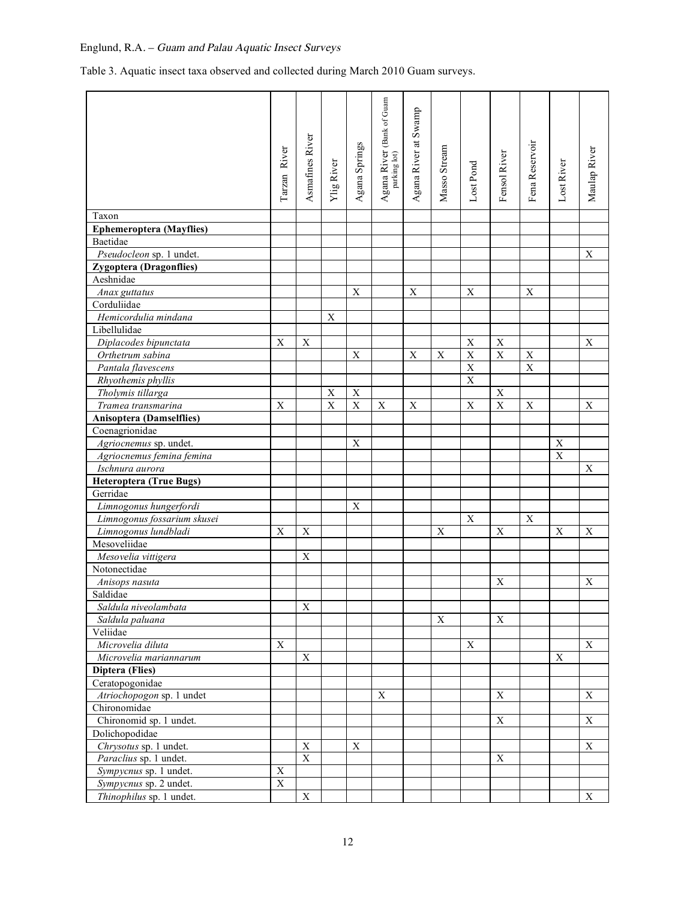Table 3. Aquatic insect taxa observed and collected during March 2010 Guam surveys.

| Taxon | Tarzan River | Asmafines River | Ylig River | Agana Springs | Agana River (Bank of Guam parking lot) | Agana River at Swamp | Masso Stream | Lost Pond | Fensol River | Fena Reservoir | Lost River | Maulap River |
|---|---|---|---|---|---|---|---|---|---|---|---|---|
| **Ephemeroptera (Mayflies)** | | | | | | | | | | | | |
| Baetidae | | | | | | | | | | | | |
| *Pseudocleon* sp. 1 undet. | | | | | | | | | | | | X |
| **Zygoptera (Dragonflies)** | | | | | | | | | | | | |
| Aeshnidae | | | | | | | | | | | | |
| *Anax guttatus* | | | | X | | X | | X | | X | | |
| Corduliidae | | | | | | | | | | | | |
| *Hemicordulia mindana* | | | X | | | | | | | | | |
| Libellulidae | | | | | | | | | | | | |
| *Diplacodes bipunctata* | X | X | | | | | | X | X | | | X |
| *Orthetrum sabina* | | | | X | | X | X | X | X | X | | |
| *Pantala flavescens* | | | | | | | | X | | X | | |
| *Rhyothemis phyllis* | | | | | | | | X | | | | |
| *Tholymis tillarga* | | | X | X | | | | | X | | | |
| *Tramea transmarina* | X | | X | X | X | X | | X | X | X | | X |
| **Anisoptera (Damselflies)** | | | | | | | | | | | | |
| Coenagrionidae | | | | | | | | | | | | |
| *Agriocnemus* sp. undet. | | | | X | | | | | | | X | |
| *Agriocnemus femina femina* | | | | | | | | | | | X | |
| *Ischnura aurora* | | | | | | | | | | | | X |
| **Heteroptera (True Bugs)** | | | | | | | | | | | | |
| Gerridae | | | | | | | | | | | | |
| *Limnogonus hungerfordi* | | | | X | | | | | | | | |
| *Limnogonus fossarium skusei* | | | | | | | | X | | X | | |
| *Limnogonus lundbladi* | X | X | | | | | X | | X | | X | X |
| Mesoveliidae | | | | | | | | | | | | |
| *Mesovelia vittigera* | | X | | | | | | | | | | |
| Notonectidae | | | | | | | | | | | | |
| *Anisops nasuta* | | | | | | | | | X | | | X |
| Saldidae | | | | | | | | | | | | |
| *Saldula niveolambata* | | X | | | | | | | | | | |
| *Saldula paluana* | | | | | | | X | | X | | | |
| Veliidae | | | | | | | | | | | | |
| *Microvelia diluta* | X | | | | | | | X | | | | X |
| *Microvelia mariannarum* | | X | | | | | | | | | X | |
| **Diptera (Flies)** | | | | | | | | | | | | |
| Ceratopogonidae | | | | | | | | | | | | |
| *Atriochopogon* sp. 1 undet | | | | | X | | | | X | | | X |
| Chironomidae | | | | | | | | | | | | |
| Chironomid sp. 1 undet. | | | | | | | | | X | | | X |
| Dolichopodidae | | | | | | | | | | | | |
| *Chrysotus* sp. 1 undet. | | X | | X | | | | | | | | X |
| *Paraclius* sp. 1 undet. | | X | | | | | | | X | | | |
| *Sympycnus* sp. 1 undet. | X | | | | | | | | | | | |
| *Sympycnus* sp. 2 undet. | X | | | | | | | | | | | |
| *Thinophilus* sp. 1 undet. | | X | | | | | | | | | | X |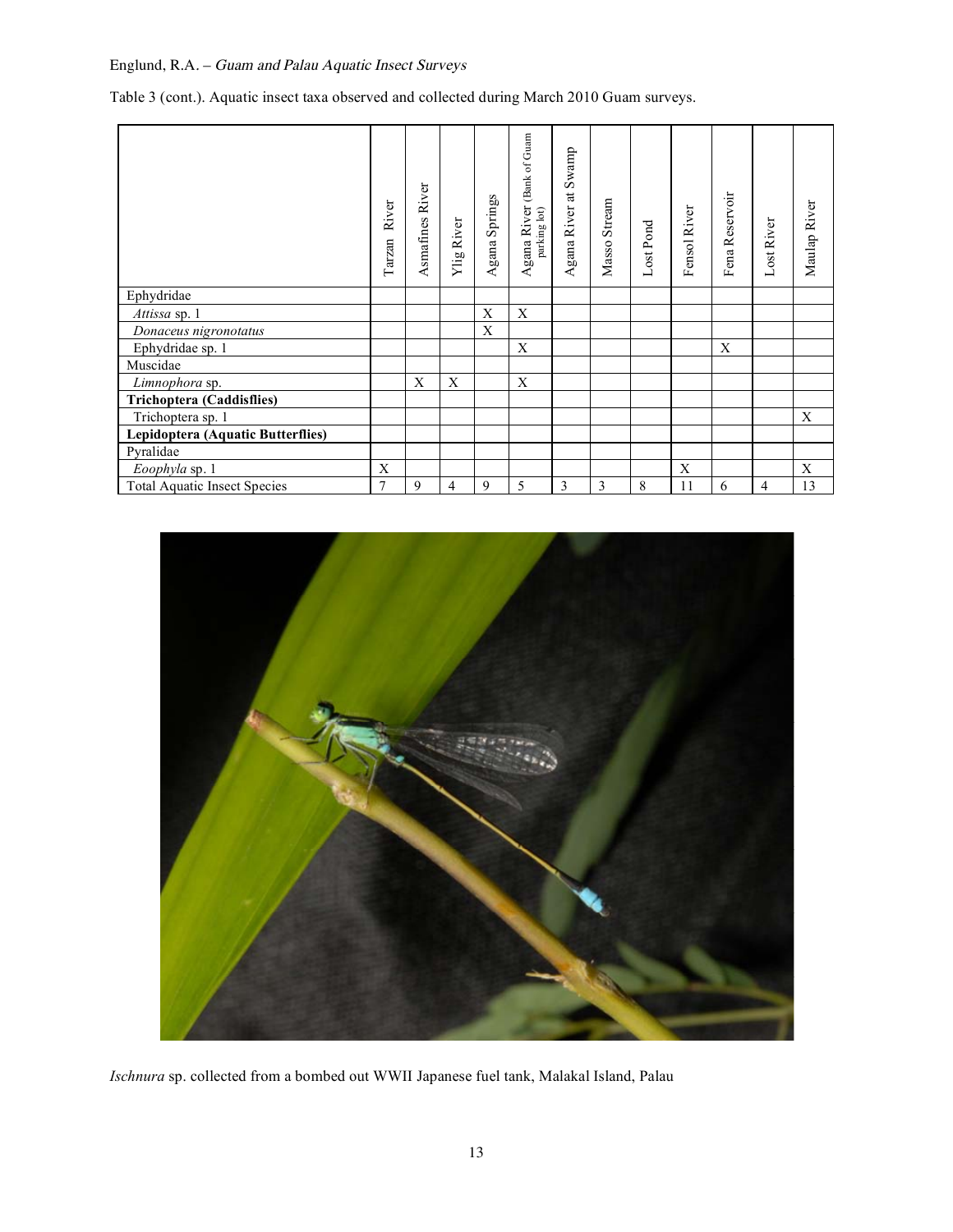Table 3 (cont.). Aquatic insect taxa observed and collected during March 2010 Guam surveys.

| | Tarzan River | Asmafines River | Ylig River | Agana Springs | Agana River (Bank of Guam parking lot) | Agana River at Swamp | Masso Stream | Lost Pond | Fensol River | Fena Reservoir | Lost River | Maulap River |
|---|---|---|---|---|---|---|---|---|---|---|---|---|
| Ephydridae | | | | | | | | | | | | |
| *Attissa* sp. 1 | | | | X | X | | | | | | | |
| *Donaceus nigronotatus* | | | | X | | | | | | | | |
| Ephydridae sp. 1 | | | | | X | | | | | X | | |
| Muscidae | | | | | | | | | | | | |
| *Limnophora* sp. | | X | X | | X | | | | | | | |
| **Trichoptera (Caddisflies)** | | | | | | | | | | | | |
| Trichoptera sp. 1 | | | | | | | | | | | | X |
| **Lepidoptera (Aquatic Butterflies)** | | | | | | | | | | | | |
| Pyralidae | | | | | | | | | | | | |
| *Eoophyla* sp. 1 | X | | | | | | | | X | | | X |
| Total Aquatic Insect Species | 7 | 9 | 4 | 9 | 5 | 3 | 3 | 8 | 11 | 6 | 4 | 13 |

*Ischnura* sp. collected from a bombed out WWII Japanese fuel tank, Malakal Island, Palau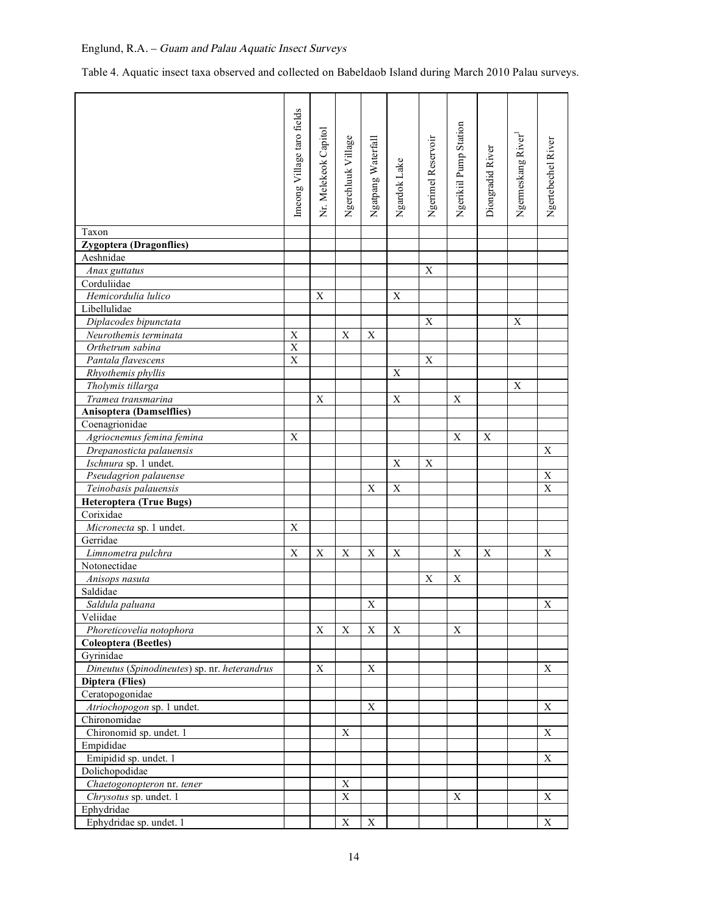Table 4. Aquatic insect taxa observed and collected on Babeldaob Island during March 2010 Palau surveys.

| Taxon | Imeong Village taro fields | Nr. Melekeok Capitol | Ngerchluuk Village | Ngatpang Waterfall | Ngardok Lake | Ngermel Reservoir | Ngerikiil Pump Station | Diongradid River | Ngermeskang River[1] | Ngertebechel River |
|---|---|---|---|---|---|---|---|---|---|---|
| **Zygoptera (Dragonflies)** | | | | | | | | | | |
| Aeshnidae | | | | | | | | | | |
| *Anax guttatus* | | | | | | X | | | | |
| Corduliidae | | | | | | | | | | |
| *Hemicordulia lulico* | | X | | | X | | | | | |
| Libellulidae | | | | | | | | | | |
| *Diplacodes bipunctata* | | | | | | X | | | X | |
| *Neurothemis terminata* | X | | X | X | | | | | | |
| *Orthetrum sabina* | X | | | | | | | | | |
| *Pantala flavescens* | X | | | | | X | | | | |
| *Rhyothemis phyllis* | | | | | X | | | | | |
| *Tholymis tillarga* | | | | | | | | | X | |
| *Tramea transmarina* | | X | | | X | | X | | | |
| **Anisoptera (Damselflies)** | | | | | | | | | | |
| Coenagrionidae | | | | | | | | | | |
| *Agriocnemus femina femina* | X | | | | | | X | X | | |
| *Drepanosticta palauensis* | | | | | | | | | | X |
| *Ischnura* sp. 1 undet. | | | | | X | X | | | | |
| *Pseudagrion palauense* | | | | | | | | | | X |
| *Teinobasis palauensis* | | | | X | X | | | | | X |
| **Heteroptera (True Bugs)** | | | | | | | | | | |
| Corixidae | | | | | | | | | | |
| *Micronecta* sp. 1 undet. | X | | | | | | | | | |
| Gerridae | | | | | | | | | | |
| *Limnometra pulchra* | X | X | X | X | X | | X | X | | X |
| Notonectidae | | | | | | | | | | |
| *Anisops nasuta* | | | | | | X | X | | | |
| Saldidae | | | | | | | | | | |
| *Saldula paluana* | | | | X | | | | | | X |
| Veliidae | | | | | | | | | | |
| *Phoreticovelia notophora* | | X | X | X | X | | X | | | |
| **Coleoptera (Beetles)** | | | | | | | | | | |
| Gyrinidae | | | | | | | | | | |
| *Dineutus* (*Spinodineutes*) sp. nr. *heterandrus* | | X | | X | | | | | | X |
| **Diptera (Flies)** | | | | | | | | | | |
| Ceratopogonidae | | | | | | | | | | |
| *Atriochopogon* sp. 1 undet. | | | | X | | | | | | X |
| Chironomidae | | | | | | | | | | |
| Chironomid sp. undet. 1 | | | X | | | | | | | X |
| Empididae | | | | | | | | | | |
| Emipidid sp. undet. 1 | | | | | | | | | | X |
| Dolichopodidae | | | | | | | | | | |
| *Chaetogonopteron* nr. *tener* | | | X | | | | | | | |
| *Chrysotus* sp. undet. 1 | | | X | | | | X | | | X |
| Ephydridae | | | | | | | | | | |
| Ephydridae sp. undet. 1 | | | X | X | | | | | | X |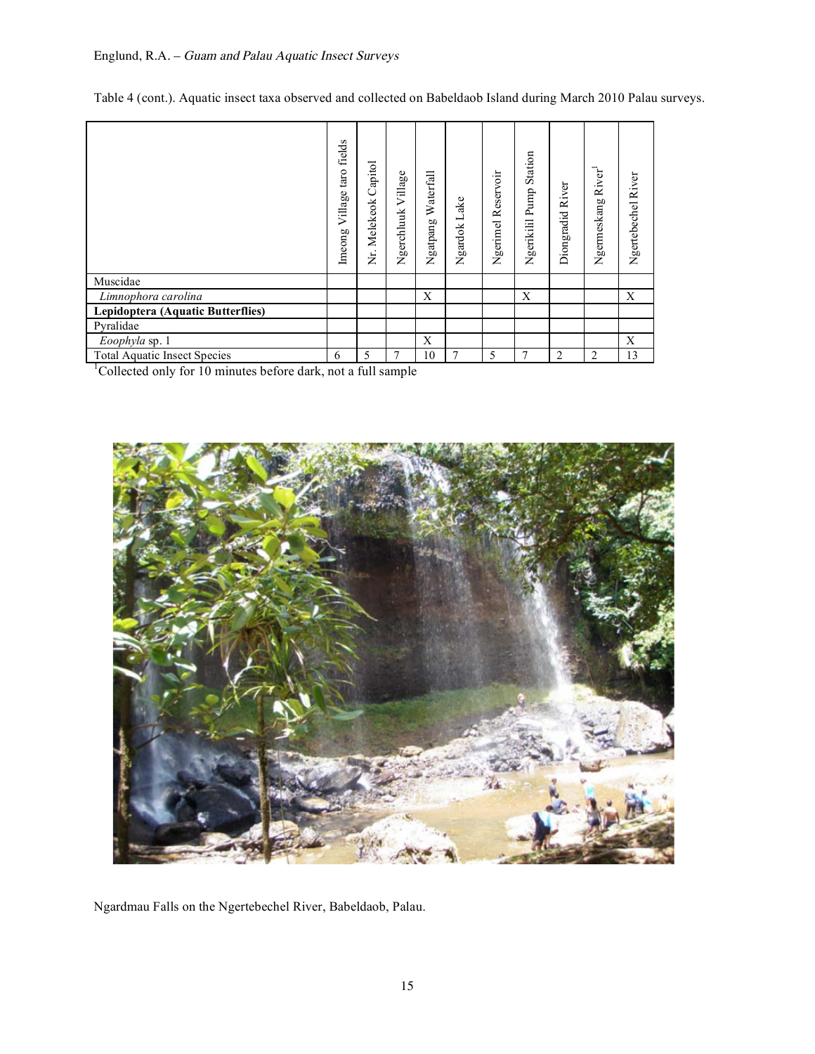Table 4 (cont.). Aquatic insect taxa observed and collected on Babeldaob Island during March 2010 Palau surveys.

| | Imeong Village taro fields | Nr. Melekeok Capitol | Ngerchluuk Village | Ngatpang Waterfall | Ngardok Lake | Ngerimel Reservoir | Ngerikiil Pump Station | Diongradid River | Ngermeskang River[1] | Ngertebechel River |
|---|---|---|---|---|---|---|---|---|---|---|
| Muscidae | | | | | | | | | | |
| *Limnophora carolina* | | | | X | | | X | | | X |
| **Lepidoptera (Aquatic Butterflies)** | | | | | | | | | | |
| Pyralidae | | | | | | | | | | |
| *Eoophyla* sp. 1 | | | | X | | | | | | X |
| Total Aquatic Insect Species | 6 | 5 | 7 | 10 | 7 | 5 | 7 | 2 | 2 | 13 |

[1]Collected only for 10 minutes before dark, not a full sample

Ngardmau Falls on the Ngertebechel River, Babeldaob, Palau.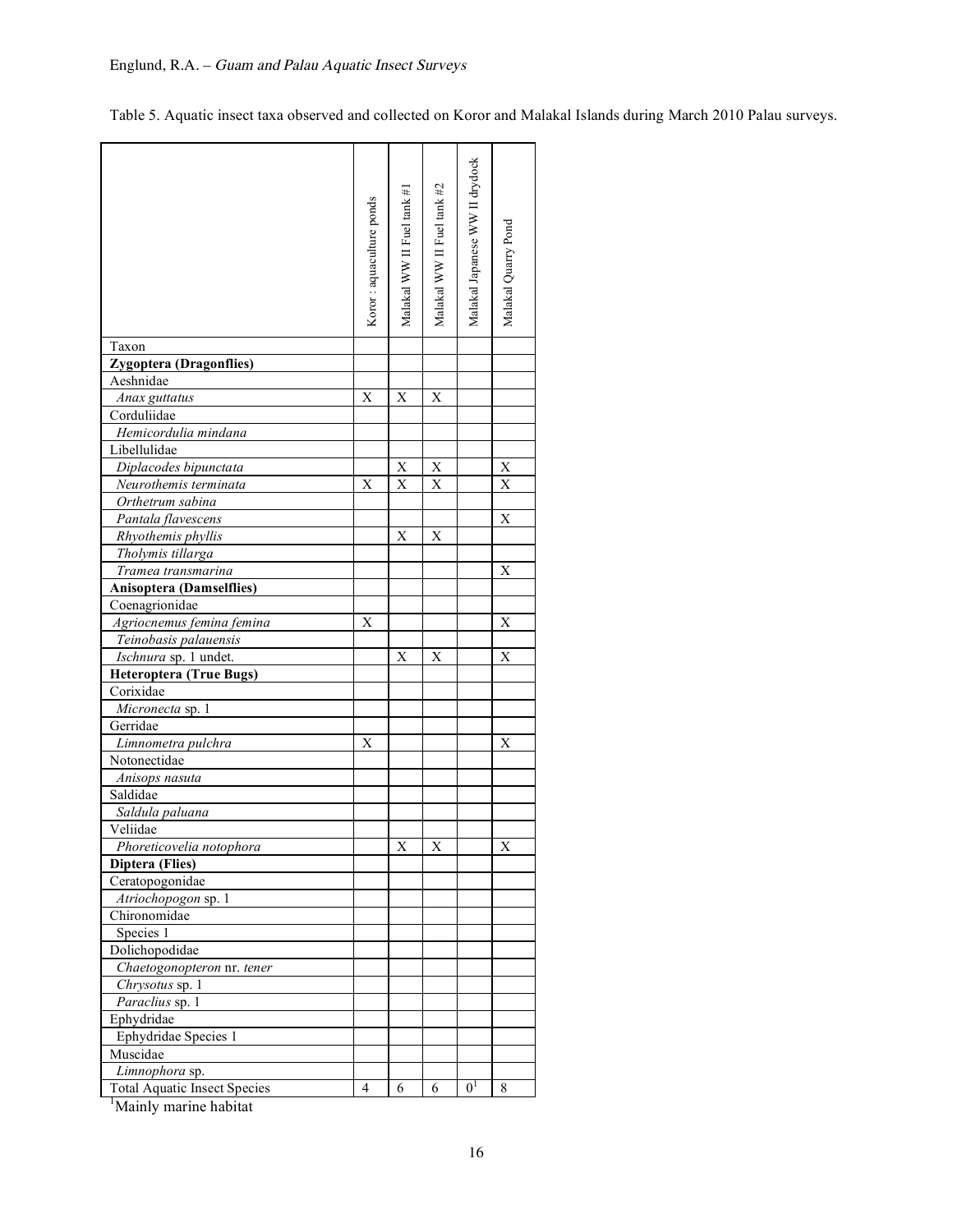Table 5. Aquatic insect taxa observed and collected on Koror and Malakal Islands during March 2010 Palau surveys.

| | Koror : aquaculture ponds | Malakal WW II Fuel tank #1 | Malakal WW II Fuel tank #2 | Malakal Japanese WW II drydock | Malakal Quarry Pond |
|---|---|---|---|---|---|
| Taxon | | | | | |
| **Zygoptera (Dragonflies)** | | | | | |
| Aeshnidae | | | | | |
| *Anax guttatus* | X | X | X | | |
| Corduliidae | | | | | |
| *Hemicordulia mindana* | | | | | |
| Libellulidae | | | | | |
| *Diplacodes bipunctata* | | X | X | | X |
| *Neurothemis terminata* | X | X | X | | X |
| *Orthetrum sabina* | | | | | |
| *Pantala flavescens* | | | | | X |
| *Rhyothemis phyllis* | | X | X | | |
| *Tholymis tillarga* | | | | | |
| *Tramea transmarina* | | | | | X |
| **Anisoptera (Damselflies)** | | | | | |
| Coenagrionidae | | | | | |
| *Agriocnemus femina femina* | X | | | | X |
| *Teinobasis palauensis* | | | | | |
| *Ischnura* sp. 1 undet. | | X | X | | X |
| **Heteroptera (True Bugs)** | | | | | |
| Corixidae | | | | | |
| *Micronecta* sp. 1 | | | | | |
| Gerridae | | | | | |
| *Limnometra pulchra* | X | | | | X |
| Notonectidae | | | | | |
| *Anisops nasuta* | | | | | |
| Saldidae | | | | | |
| *Saldula paluana* | | | | | |
| Veliidae | | | | | |
| *Phoreticovelia notophora* | | X | X | | X |
| **Diptera (Flies)** | | | | | |
| Ceratopogonidae | | | | | |
| *Atriochopogon* sp. 1 | | | | | |
| Chironomidae | | | | | |
| Species 1 | | | | | |
| Dolichopodidae | | | | | |
| *Chaetogonopteron* nr. *tener* | | | | | |
| *Chrysotus* sp. 1 | | | | | |
| *Paraclius* sp. 1 | | | | | |
| Ephydridae | | | | | |
| Ephydridae Species 1 | | | | | |
| Muscidae | | | | | |
| *Limnophora* sp. | | | | | |
| Total Aquatic Insect Species | 4 | 6 | 6 | 0[1] | 8 |

[1]Mainly marine habitat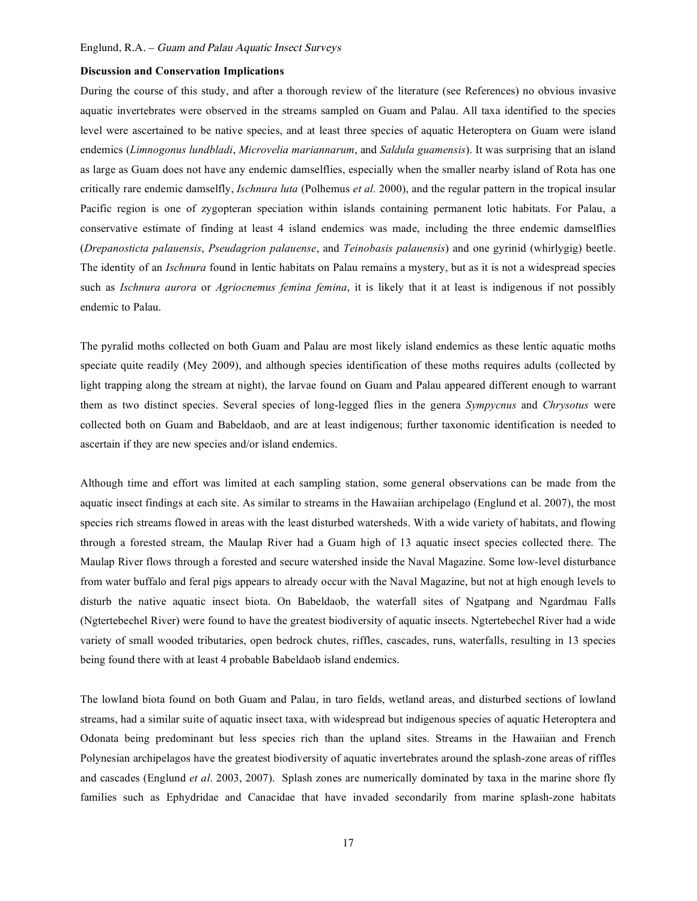**Discussion and Conservation Implications**

During the course of this study, and after a thorough review of the literature (see References) no obvious invasive aquatic invertebrates were observed in the streams sampled on Guam and Palau. All taxa identified to the species level were ascertained to be native species, and at least three species of aquatic Heteroptera on Guam were island endemics (*Limnogonus lundbladi*, *Microvelia mariannarum*, and *Saldula guamensis*). It was surprising that an island as large as Guam does not have any endemic damselflies, especially when the smaller nearby island of Rota has one critically rare endemic damselfly, *Ischnura luta* (Polhemus *et al.* 2000), and the regular pattern in the tropical insular Pacific region is one of zygopteran speciation within islands containing permanent lotic habitats. For Palau, a conservative estimate of finding at least 4 island endemics was made, including the three endemic damselflies (*Drepanosticta palauensis*, *Pseudagrion palauense*, and *Teinobasis palauensis*) and one gyrinid (whirlygig) beetle. The identity of an *Ischnura* found in lentic habitats on Palau remains a mystery, but as it is not a widespread species such as *Ischnura aurora* or *Agriocnemus femina femina*, it is likely that it at least is indigenous if not possibly endemic to Palau.

The pyralid moths collected on both Guam and Palau are most likely island endemics as these lentic aquatic moths speciate quite readily (Mey 2009), and although species identification of these moths requires adults (collected by light trapping along the stream at night), the larvae found on Guam and Palau appeared different enough to warrant them as two distinct species. Several species of long-legged flies in the genera *Sympycnus* and *Chrysotus* were collected both on Guam and Babeldaob, and are at least indigenous; further taxonomic identification is needed to ascertain if they are new species and/or island endemics.

Although time and effort was limited at each sampling station, some general observations can be made from the aquatic insect findings at each site. As similar to streams in the Hawaiian archipelago (Englund et al. 2007), the most species rich streams flowed in areas with the least disturbed watersheds. With a wide variety of habitats, and flowing through a forested stream, the Maulap River had a Guam high of 13 aquatic insect species collected there. The Maulap River flows through a forested and secure watershed inside the Naval Magazine. Some low-level disturbance from water buffalo and feral pigs appears to already occur with the Naval Magazine, but not at high enough levels to disturb the native aquatic insect biota. On Babeldaob, the waterfall sites of Ngatpang and Ngardmau Falls (Ngtertebechel River) were found to have the greatest biodiversity of aquatic insects. Ngtertebechel River had a wide variety of small wooded tributaries, open bedrock chutes, riffles, cascades, runs, waterfalls, resulting in 13 species being found there with at least 4 probable Babeldaob island endemics.

The lowland biota found on both Guam and Palau, in taro fields, wetland areas, and disturbed sections of lowland streams, had a similar suite of aquatic insect taxa, with widespread but indigenous species of aquatic Heteroptera and Odonata being predominant but less species rich than the upland sites. Streams in the Hawaiian and French Polynesian archipelagos have the greatest biodiversity of aquatic invertebrates around the splash-zone areas of riffles and cascades (Englund *et al*. 2003, 2007). Splash zones are numerically dominated by taxa in the marine shore fly families such as Ephydridae and Canacidae that have invaded secondarily from marine splash-zone habitats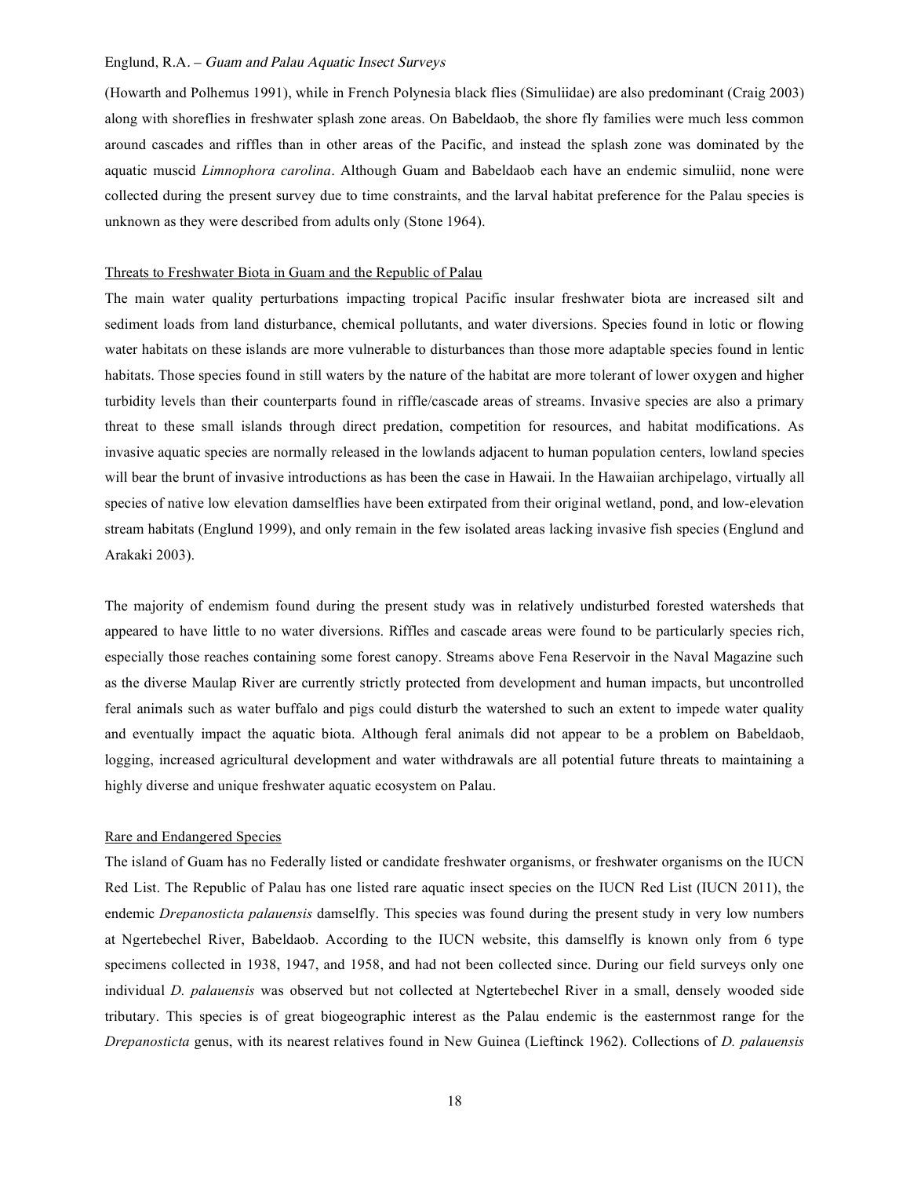(Howarth and Polhemus 1991), while in French Polynesia black flies (Simuliidae) are also predominant (Craig 2003) along with shoreflies in freshwater splash zone areas. On Babeldaob, the shore fly families were much less common around cascades and riffles than in other areas of the Pacific, and instead the splash zone was dominated by the aquatic muscid *Limnophora carolina*. Although Guam and Babeldaob each have an endemic simuliid, none were collected during the present survey due to time constraints, and the larval habitat preference for the Palau species is unknown as they were described from adults only (Stone 1964).

## Threats to Freshwater Biota in Guam and the Republic of Palau

The main water quality perturbations impacting tropical Pacific insular freshwater biota are increased silt and sediment loads from land disturbance, chemical pollutants, and water diversions. Species found in lotic or flowing water habitats on these islands are more vulnerable to disturbances than those more adaptable species found in lentic habitats. Those species found in still waters by the nature of the habitat are more tolerant of lower oxygen and higher turbidity levels than their counterparts found in riffle/cascade areas of streams. Invasive species are also a primary threat to these small islands through direct predation, competition for resources, and habitat modifications. As invasive aquatic species are normally released in the lowlands adjacent to human population centers, lowland species will bear the brunt of invasive introductions as has been the case in Hawaii. In the Hawaiian archipelago, virtually all species of native low elevation damselflies have been extirpated from their original wetland, pond, and low-elevation stream habitats (Englund 1999), and only remain in the few isolated areas lacking invasive fish species (Englund and Arakaki 2003).

The majority of endemism found during the present study was in relatively undisturbed forested watersheds that appeared to have little to no water diversions. Riffles and cascade areas were found to be particularly species rich, especially those reaches containing some forest canopy. Streams above Fena Reservoir in the Naval Magazine such as the diverse Maulap River are currently strictly protected from development and human impacts, but uncontrolled feral animals such as water buffalo and pigs could disturb the watershed to such an extent to impede water quality and eventually impact the aquatic biota. Although feral animals did not appear to be a problem on Babeldaob, logging, increased agricultural development and water withdrawals are all potential future threats to maintaining a highly diverse and unique freshwater aquatic ecosystem on Palau.

## Rare and Endangered Species

The island of Guam has no Federally listed or candidate freshwater organisms, or freshwater organisms on the IUCN Red List. The Republic of Palau has one listed rare aquatic insect species on the IUCN Red List (IUCN 2011), the endemic *Drepanosticta palauensis* damselfly. This species was found during the present study in very low numbers at Ngertebechel River, Babeldaob. According to the IUCN website, this damselfly is known only from 6 type specimens collected in 1938, 1947, and 1958, and had not been collected since. During our field surveys only one individual *D. palauensis* was observed but not collected at Ngtertebechel River in a small, densely wooded side tributary. This species is of great biogeographic interest as the Palau endemic is the easternmost range for the *Drepanosticta* genus, with its nearest relatives found in New Guinea (Lieftinck 1962). Collections of *D. palauensis*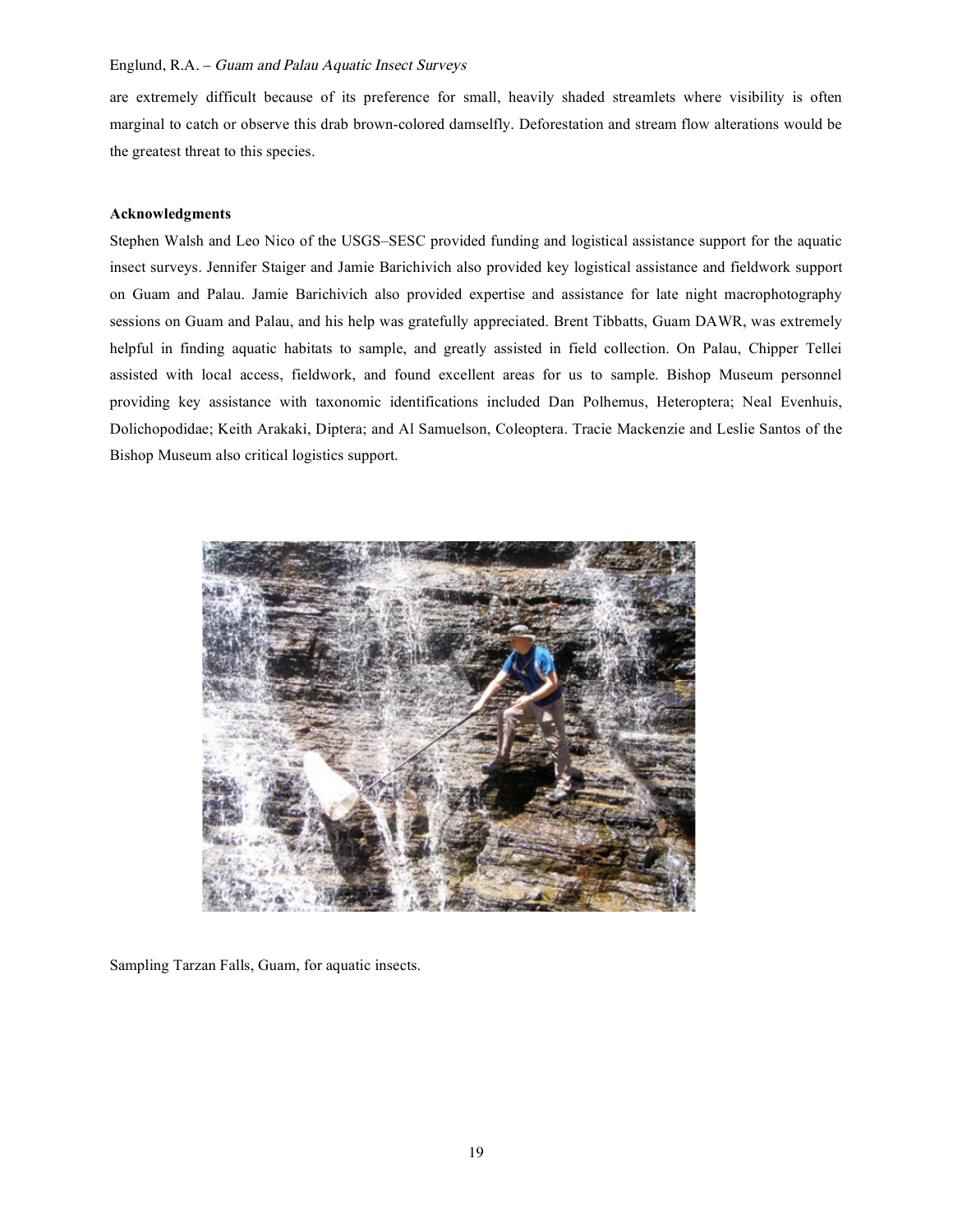are extremely difficult because of its preference for small, heavily shaded streamlets where visibility is often marginal to catch or observe this drab brown-colored damselfly. Deforestation and stream flow alterations would be the greatest threat to this species.

**Acknowledgments**

Stephen Walsh and Leo Nico of the USGS–SESC provided funding and logistical assistance support for the aquatic insect surveys. Jennifer Staiger and Jamie Barichivich also provided key logistical assistance and fieldwork support on Guam and Palau. Jamie Barichivich also provided expertise and assistance for late night macrophotography sessions on Guam and Palau, and his help was gratefully appreciated. Brent Tibbatts, Guam DAWR, was extremely helpful in finding aquatic habitats to sample, and greatly assisted in field collection. On Palau, Chipper Tellei assisted with local access, fieldwork, and found excellent areas for us to sample. Bishop Museum personnel providing key assistance with taxonomic identifications included Dan Polhemus, Heteroptera; Neal Evenhuis, Dolichopodidae; Keith Arakaki, Diptera; and Al Samuelson, Coleoptera. Tracie Mackenzie and Leslie Santos of the Bishop Museum also critical logistics support.

Sampling Tarzan Falls, Guam, for aquatic insects.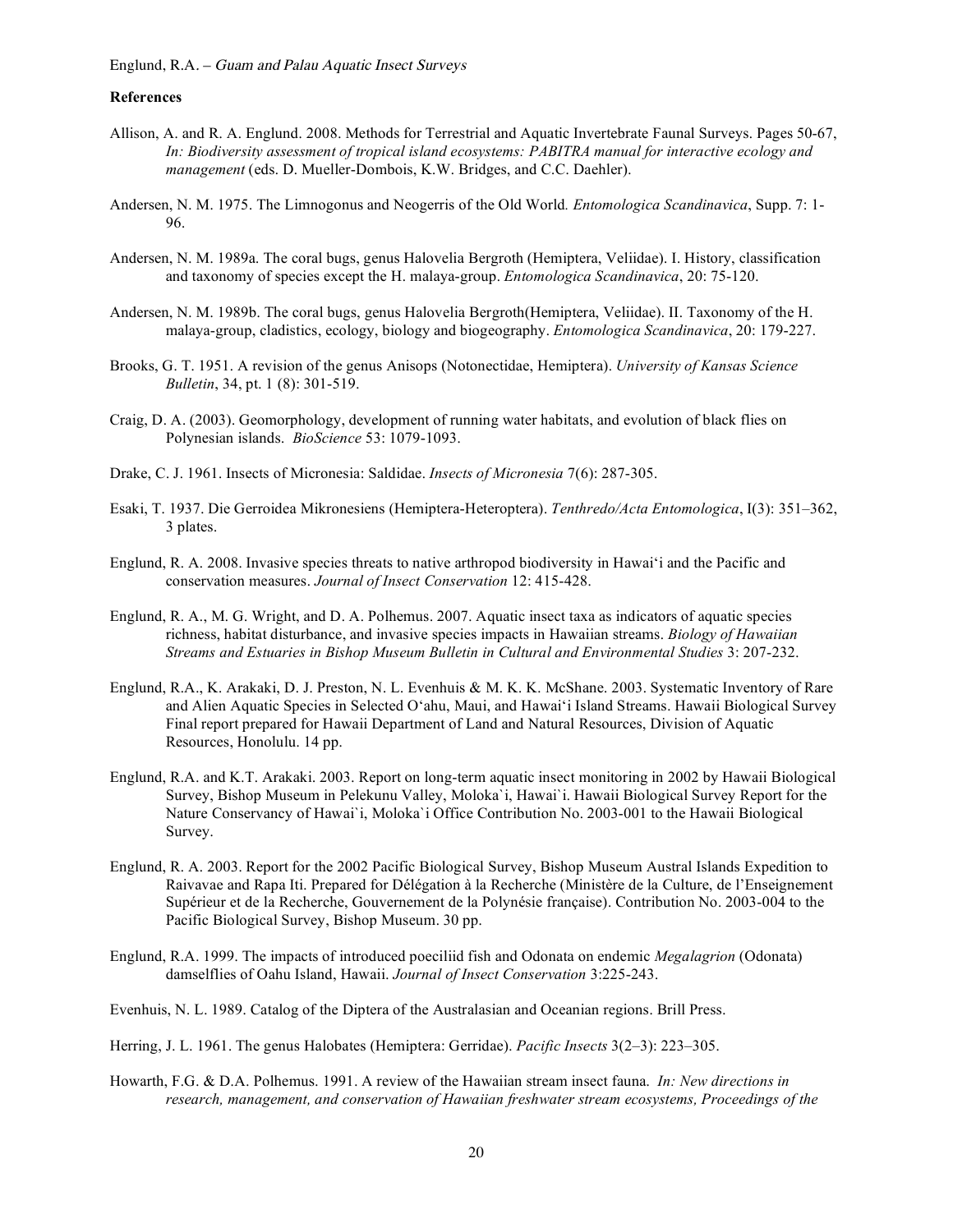**References**

Allison, A. and R. A. Englund. 2008. Methods for Terrestrial and Aquatic Invertebrate Faunal Surveys. Pages 50-67, *In: Biodiversity assessment of tropical island ecosystems: PABITRA manual for interactive ecology and management* (eds. D. Mueller-Dombois, K.W. Bridges, and C.C. Daehler).

Andersen, N. M. 1975. The Limnogonus and Neogerris of the Old World. *Entomologica Scandinavica*, Supp. 7: 1-96.

Andersen, N. M. 1989a. The coral bugs, genus Halovelia Bergroth (Hemiptera, Veliidae). I. History, classification and taxonomy of species except the H. malaya-group. *Entomologica Scandinavica*, 20: 75-120.

Andersen, N. M. 1989b. The coral bugs, genus Halovelia Bergroth(Hemiptera, Veliidae). II. Taxonomy of the H. malaya-group, cladistics, ecology, biology and biogeography. *Entomologica Scandinavica*, 20: 179-227.

Brooks, G. T. 1951. A revision of the genus Anisops (Notonectidae, Hemiptera). *University of Kansas Science Bulletin*, 34, pt. 1 (8): 301-519.

Craig, D. A. (2003). Geomorphology, development of running water habitats, and evolution of black flies on Polynesian islands. *BioScience* 53: 1079-1093.

Drake, C. J. 1961. Insects of Micronesia: Saldidae. *Insects of Micronesia* 7(6): 287-305.

Esaki, T. 1937. Die Gerroidea Mikronesiens (Hemiptera-Heteroptera). *Tenthredo/Acta Entomologica*, I(3): 351–362, 3 plates.

Englund, R. A. 2008. Invasive species threats to native arthropod biodiversity in Hawai'i and the Pacific and conservation measures. *Journal of Insect Conservation* 12: 415-428.

Englund, R. A., M. G. Wright, and D. A. Polhemus. 2007. Aquatic insect taxa as indicators of aquatic species richness, habitat disturbance, and invasive species impacts in Hawaiian streams. *Biology of Hawaiian Streams and Estuaries in Bishop Museum Bulletin in Cultural and Environmental Studies* 3: 207-232.

Englund, R.A., K. Arakaki, D. J. Preston, N. L. Evenhuis & M. K. K. McShane. 2003. Systematic Inventory of Rare and Alien Aquatic Species in Selected O'ahu, Maui, and Hawai'i Island Streams. Hawaii Biological Survey Final report prepared for Hawaii Department of Land and Natural Resources, Division of Aquatic Resources, Honolulu. 14 pp.

Englund, R.A. and K.T. Arakaki. 2003. Report on long-term aquatic insect monitoring in 2002 by Hawaii Biological Survey, Bishop Museum in Pelekunu Valley, Moloka`i, Hawai`i. Hawaii Biological Survey Report for the Nature Conservancy of Hawai`i, Moloka`i Office Contribution No. 2003-001 to the Hawaii Biological Survey.

Englund, R. A. 2003. Report for the 2002 Pacific Biological Survey, Bishop Museum Austral Islands Expedition to Raivavae and Rapa Iti. Prepared for Délégation à la Recherche (Ministère de la Culture, de l'Enseignement Supérieur et de la Recherche, Gouvernement de la Polynésie française). Contribution No. 2003-004 to the Pacific Biological Survey, Bishop Museum. 30 pp.

Englund, R.A. 1999. The impacts of introduced poeciliid fish and Odonata on endemic *Megalagrion* (Odonata) damselflies of Oahu Island, Hawaii. *Journal of Insect Conservation* 3:225-243.

Evenhuis, N. L. 1989. Catalog of the Diptera of the Australasian and Oceanian regions. Brill Press.

Herring, J. L. 1961. The genus Halobates (Hemiptera: Gerridae). *Pacific Insects* 3(2–3): 223–305.

Howarth, F.G. & D.A. Polhemus. 1991. A review of the Hawaiian stream insect fauna. *In: New directions in research, management, and conservation of Hawaiian freshwater stream ecosystems, Proceedings of the*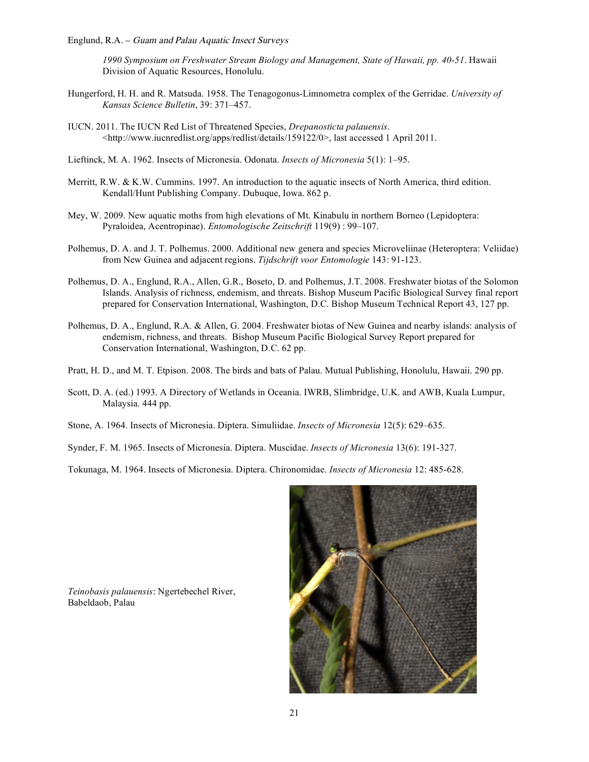*1990 Symposium on Freshwater Stream Biology and Management, State of Hawaii, pp. 40-51*. Hawaii Division of Aquatic Resources, Honolulu.

Hungerford, H. H. and R. Matsuda. 1958. The Tenagogonus-Limnometra complex of the Gerridae. *University of Kansas Science Bulletin*, 39: 371–457.

IUCN. 2011. The IUCN Red List of Threatened Species, *Drepanosticta palauensis*. <http://www.iucnredlist.org/apps/redlist/details/159122/0>, last accessed 1 April 2011.

Lieftinck, M. A. 1962. Insects of Micronesia. Odonata. *Insects of Micronesia* 5(1): 1–95.

Merritt, R.W. & K.W. Cummins. 1997. An introduction to the aquatic insects of North America, third edition. Kendall/Hunt Publishing Company. Dubuque, Iowa. 862 p.

Mey, W. 2009. New aquatic moths from high elevations of Mt. Kinabulu in northern Borneo (Lepidoptera: Pyraloidea, Acentropinae). *Entomologische Zeitschrift* 119(9) : 99–107.

Polhemus, D. A. and J. T. Polhemus. 2000. Additional new genera and species Microveliinae (Heteroptera: Veliidae) from New Guinea and adjacent regions. *Tijdschrift voor Entomologie* 143: 91-123.

Polhemus, D. A., Englund, R.A., Allen, G.R., Boseto, D. and Polhemus, J.T. 2008. Freshwater biotas of the Solomon Islands. Analysis of richness, endemism, and threats. Bishop Museum Pacific Biological Survey final report prepared for Conservation International, Washington, D.C. Bishop Museum Technical Report 43, 127 pp.

Polhemus, D. A., Englund, R.A. & Allen, G. 2004. Freshwater biotas of New Guinea and nearby islands: analysis of endemism, richness, and threats. Bishop Museum Pacific Biological Survey Report prepared for Conservation International, Washington, D.C. 62 pp.

Pratt, H. D., and M. T. Etpison. 2008. The birds and bats of Palau. Mutual Publishing, Honolulu, Hawaii. 290 pp.

Scott, D. A. (ed.) 1993. A Directory of Wetlands in Oceania. IWRB, Slimbridge, U.K. and AWB, Kuala Lumpur, Malaysia. 444 pp.

Stone, A. 1964. Insects of Micronesia. Diptera. Simuliidae. *Insects of Micronesia* 12(5): 629–635.

Synder, F. M. 1965. Insects of Micronesia. Diptera. Muscidae. *Insects of Micronesia* 13(6): 191-327.

Tokunaga, M. 1964. Insects of Micronesia. Diptera. Chironomidae. *Insects of Micronesia* 12: 485-628.

*Teinobasis palauensis*: Ngertebechel River, Babeldaob, Palau